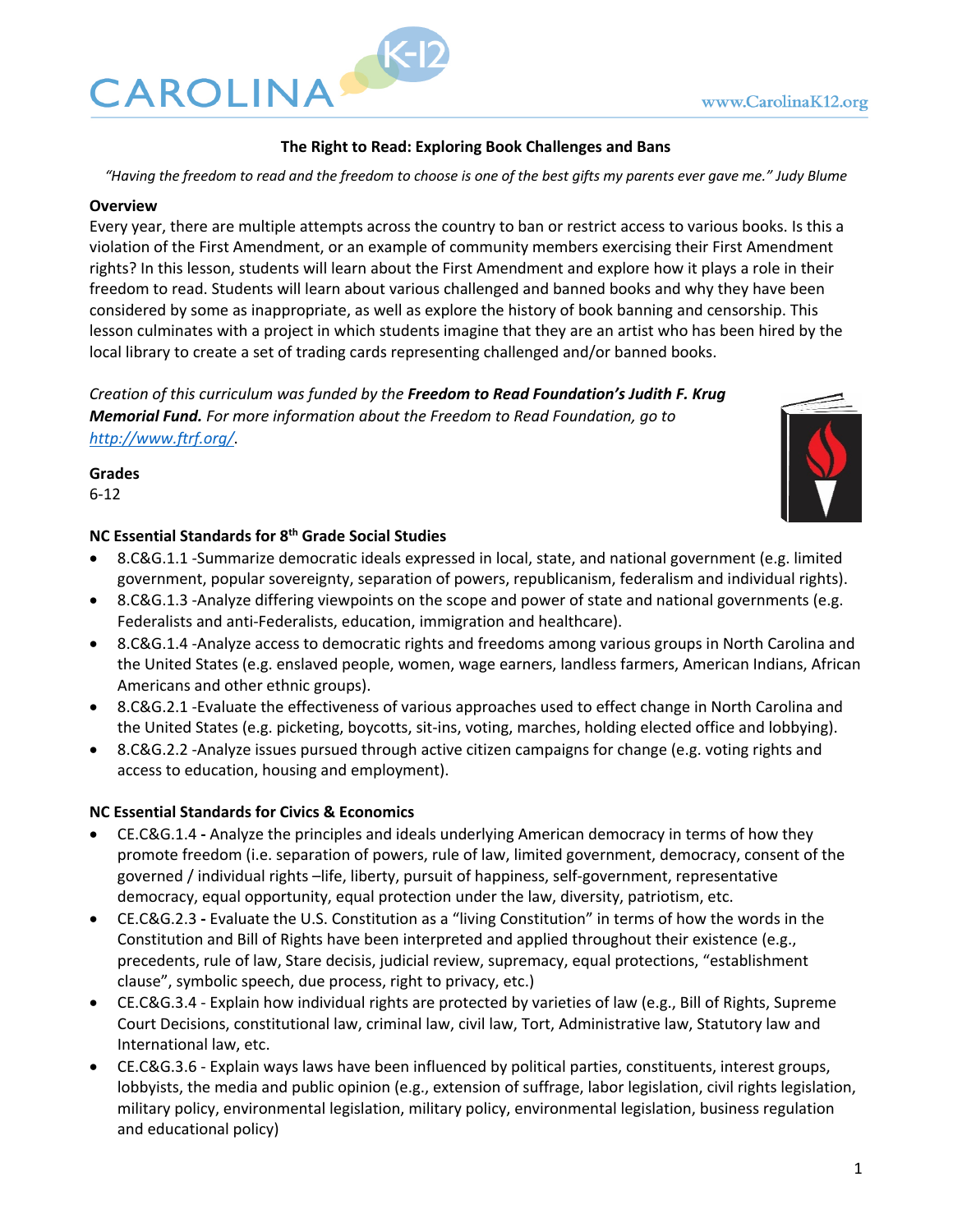# The Right to Read: Exploring Book Challenges and Bans

*"Having the freedom to read and the freedom to choose is one of the best gifts my parents ever gave me." Judy Blume*

**Overview**

Every year, there are multiple attempts across the country to ban or restrict access to various books. Is this a violation of the First Amendment, or an example of community members exercising their First Amendment rights? In this lesson, students will learn about the First Amendment and explore how it plays a role in their freedom to read. Students will learn about various challenged and banned books and why they have been considered by some as inappropriate, as well as explore the history of book banning and censorship. This lesson culminates with a project in which students imagine that they are an artist who has been hired by the local library to create a set of trading cards representing challenged and/or banned books.

*Creation of this curriculum was funded by the **Freedom to Read Foundation's Judith F. Krug Memorial Fund.** For more information about the Freedom to Read Foundation, go to [http://www.ftrf.org/](http://www.ftrf.org/).*

**Grades**

6-12

**NC Essential Standards for 8th Grade Social Studies**

- 8.C&G.1.1 -Summarize democratic ideals expressed in local, state, and national government (e.g. limited government, popular sovereignty, separation of powers, republicanism, federalism and individual rights).
- 8.C&G.1.3 -Analyze differing viewpoints on the scope and power of state and national governments (e.g. Federalists and anti-Federalists, education, immigration and healthcare).
- 8.C&G.1.4 -Analyze access to democratic rights and freedoms among various groups in North Carolina and the United States (e.g. enslaved people, women, wage earners, landless farmers, American Indians, African Americans and other ethnic groups).
- 8.C&G.2.1 -Evaluate the effectiveness of various approaches used to effect change in North Carolina and the United States (e.g. picketing, boycotts, sit-ins, voting, marches, holding elected office and lobbying).
- 8.C&G.2.2 -Analyze issues pursued through active citizen campaigns for change (e.g. voting rights and access to education, housing and employment).

**NC Essential Standards for Civics & Economics**

- CE.C&G.1.4 **-** Analyze the principles and ideals underlying American democracy in terms of how they promote freedom (i.e. separation of powers, rule of law, limited government, democracy, consent of the governed / individual rights –life, liberty, pursuit of happiness, self-government, representative democracy, equal opportunity, equal protection under the law, diversity, patriotism, etc.
- CE.C&G.2.3 **-** Evaluate the U.S. Constitution as a "living Constitution" in terms of how the words in the Constitution and Bill of Rights have been interpreted and applied throughout their existence (e.g., precedents, rule of law, Stare decisis, judicial review, supremacy, equal protections, "establishment clause", symbolic speech, due process, right to privacy, etc.)
- CE.C&G.3.4 - Explain how individual rights are protected by varieties of law (e.g., Bill of Rights, Supreme Court Decisions, constitutional law, criminal law, civil law, Tort, Administrative law, Statutory law and International law, etc.
- CE.C&G.3.6 - Explain ways laws have been influenced by political parties, constituents, interest groups, lobbyists, the media and public opinion (e.g., extension of suffrage, labor legislation, civil rights legislation, military policy, environmental legislation, military policy, environmental legislation, business regulation and educational policy)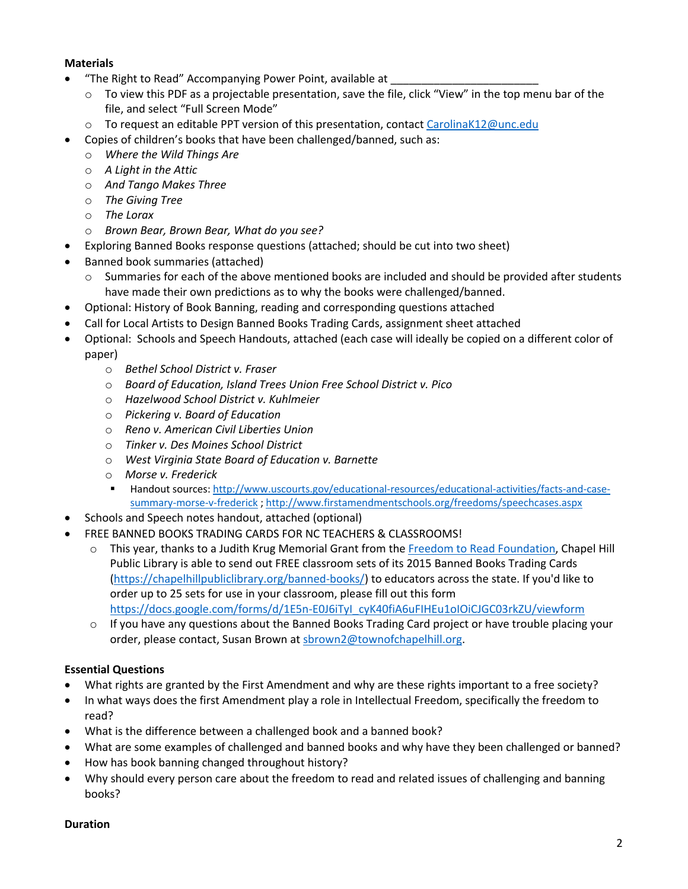**Materials**

- "The Right to Read" Accompanying Power Point, available at ________________________
  - To view this PDF as a projectable presentation, save the file, click "View" in the top menu bar of the file, and select "Full Screen Mode"
  - To request an editable PPT version of this presentation, contact [CarolinaK12@unc.edu](mailto:CarolinaK12@unc.edu)
- Copies of children's books that have been challenged/banned, such as:
  - *Where the Wild Things Are*
  - *A Light in the Attic*
  - *And Tango Makes Three*
  - *The Giving Tree*
  - *The Lorax*
  - *Brown Bear, Brown Bear, What do you see?*
- Exploring Banned Books response questions (attached; should be cut into two sheet)
- Banned book summaries (attached)
  - Summaries for each of the above mentioned books are included and should be provided after students have made their own predictions as to why the books were challenged/banned.
- Optional: History of Book Banning, reading and corresponding questions attached
- Call for Local Artists to Design Banned Books Trading Cards, assignment sheet attached
- Optional: Schools and Speech Handouts, attached (each case will ideally be copied on a different color of paper)
  - *Bethel School District v. Fraser*
  - *Board of Education, Island Trees Union Free School District v. Pico*
  - *Hazelwood School District v. Kuhlmeier*
  - *Pickering v. Board of Education*
  - *Reno v. American Civil Liberties Union*
  - *Tinker v. Des Moines School District*
  - *West Virginia State Board of Education v. Barnette*
  - *Morse v. Frederick*
    - Handout sources: http://www.uscourts.gov/educational-resources/educational-activities/facts-and-case-summary-morse-v-frederick ; http://www.firstamendmentschools.org/freedoms/speechcases.aspx
- Schools and Speech notes handout, attached (optional)
- FREE BANNED BOOKS TRADING CARDS FOR NC TEACHERS & CLASSROOMS!
  - This year, thanks to a Judith Krug Memorial Grant from the Freedom to Read Foundation, Chapel Hill Public Library is able to send out FREE classroom sets of its 2015 Banned Books Trading Cards (https://chapelhillpubliclibrary.org/banned-books/) to educators across the state. If you'd like to order up to 25 sets for use in your classroom, please fill out this form https://docs.google.com/forms/d/1E5n-E0J6iTyI_cyK40fiA6uFIHEu1oIOiCJGC03rkZU/viewform
  - If you have any questions about the Banned Books Trading Card project or have trouble placing your order, please contact, Susan Brown at [sbrown2@townofchapelhill.org](mailto:sbrown2@townofchapelhill.org).

**Essential Questions**

- What rights are granted by the First Amendment and why are these rights important to a free society?
- In what ways does the first Amendment play a role in Intellectual Freedom, specifically the freedom to read?
- What is the difference between a challenged book and a banned book?
- What are some examples of challenged and banned books and why have they been challenged or banned?
- How has book banning changed throughout history?
- Why should every person care about the freedom to read and related issues of challenging and banning books?

**Duration**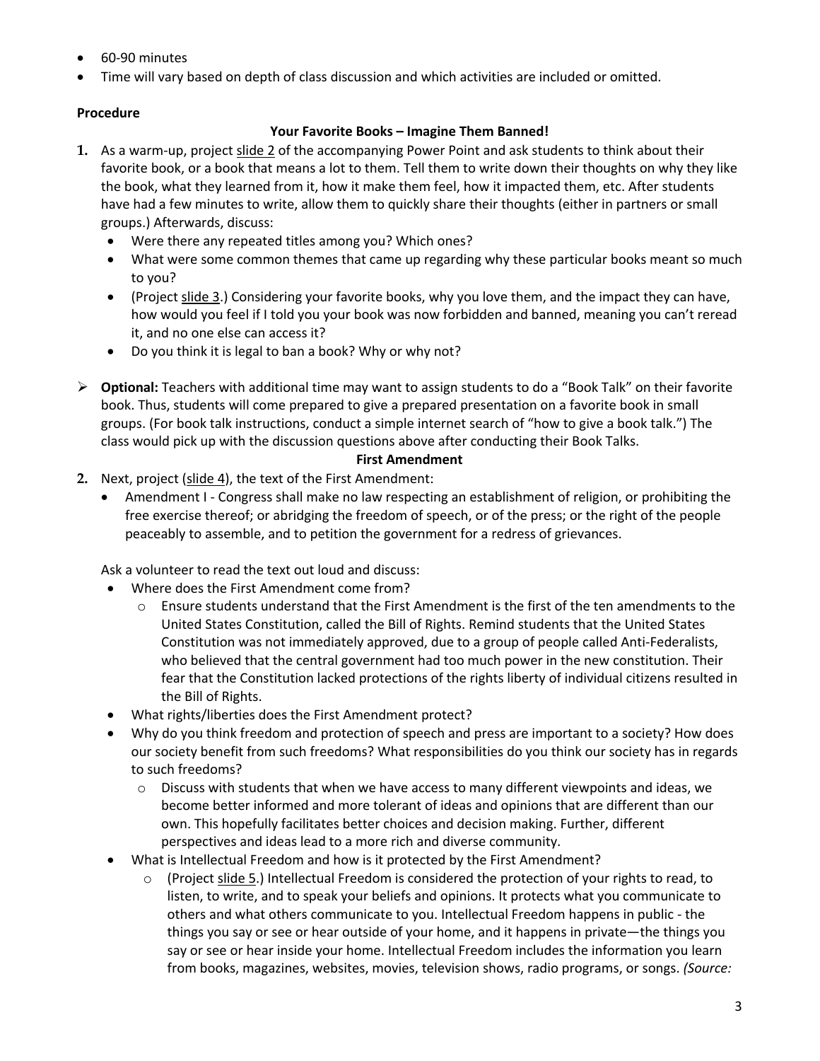- 60-90 minutes
- Time will vary based on depth of class discussion and which activities are included or omitted.

**Procedure**

**Your Favorite Books – Imagine Them Banned!**

1. As a warm-up, project slide 2 of the accompanying Power Point and ask students to think about their favorite book, or a book that means a lot to them. Tell them to write down their thoughts on why they like the book, what they learned from it, how it make them feel, how it impacted them, etc. After students have had a few minutes to write, allow them to quickly share their thoughts (either in partners or small groups.) Afterwards, discuss:
   - Were there any repeated titles among you? Which ones?
   - What were some common themes that came up regarding why these particular books meant so much to you?
   - (Project slide 3.) Considering your favorite books, why you love them, and the impact they can have, how would you feel if I told you your book was now forbidden and banned, meaning you can't reread it, and no one else can access it?
   - Do you think it is legal to ban a book? Why or why not?

- **Optional:** Teachers with additional time may want to assign students to do a "Book Talk" on their favorite book. Thus, students will come prepared to give a prepared presentation on a favorite book in small groups. (For book talk instructions, conduct a simple internet search of "how to give a book talk.") The class would pick up with the discussion questions above after conducting their Book Talks.

**First Amendment**

2. Next, project (slide 4), the text of the First Amendment:
   - Amendment I - Congress shall make no law respecting an establishment of religion, or prohibiting the free exercise thereof; or abridging the freedom of speech, or of the press; or the right of the people peaceably to assemble, and to petition the government for a redress of grievances.

   Ask a volunteer to read the text out loud and discuss:
   - Where does the First Amendment come from?
     - Ensure students understand that the First Amendment is the first of the ten amendments to the United States Constitution, called the Bill of Rights. Remind students that the United States Constitution was not immediately approved, due to a group of people called Anti-Federalists, who believed that the central government had too much power in the new constitution. Their fear that the Constitution lacked protections of the rights liberty of individual citizens resulted in the Bill of Rights.
   - What rights/liberties does the First Amendment protect?
   - Why do you think freedom and protection of speech and press are important to a society? How does our society benefit from such freedoms? What responsibilities do you think our society has in regards to such freedoms?
     - Discuss with students that when we have access to many different viewpoints and ideas, we become better informed and more tolerant of ideas and opinions that are different than our own. This hopefully facilitates better choices and decision making. Further, different perspectives and ideas lead to a more rich and diverse community.
   - What is Intellectual Freedom and how is it protected by the First Amendment?
     - (Project slide 5.) Intellectual Freedom is considered the protection of your rights to read, to listen, to write, and to speak your beliefs and opinions. It protects what you communicate to others and what others communicate to you. Intellectual Freedom happens in public - the things you say or see or hear outside of your home, and it happens in private—the things you say or see or hear inside your home. Intellectual Freedom includes the information you learn from books, magazines, websites, movies, television shows, radio programs, or songs. *(Source:*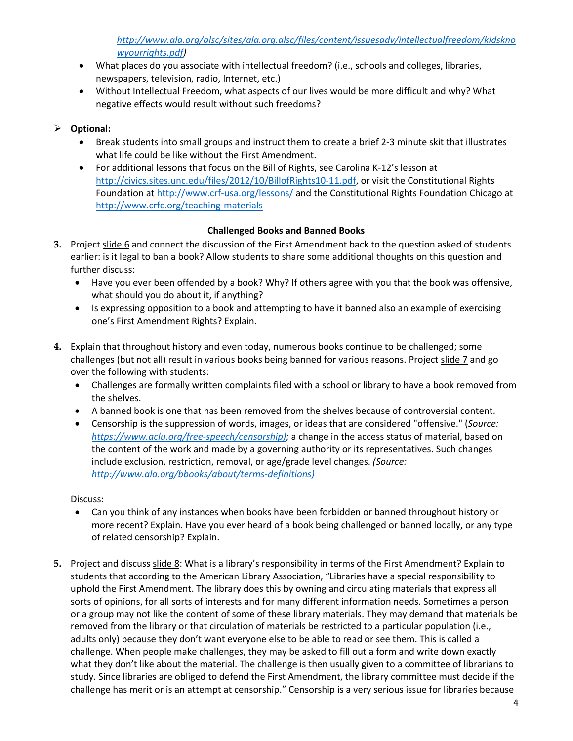*http://www.ala.org/alsc/sites/ala.org.alsc/files/content/issuesadv/intellectualfreedom/kidsknowyourrights.pdf)*

- What places do you associate with intellectual freedom? (i.e., schools and colleges, libraries, newspapers, television, radio, Internet, etc.)
- Without Intellectual Freedom, what aspects of our lives would be more difficult and why? What negative effects would result without such freedoms?

➢ **Optional:**
- Break students into small groups and instruct them to create a brief 2-3 minute skit that illustrates what life could be like without the First Amendment.
- For additional lessons that focus on the Bill of Rights, see Carolina K-12's lesson at http://civics.sites.unc.edu/files/2012/10/BillofRights10-11.pdf, or visit the Constitutional Rights Foundation at http://www.crf-usa.org/lessons/ and the Constitutional Rights Foundation Chicago at http://www.crfc.org/teaching-materials

**Challenged Books and Banned Books**

3. Project slide 6 and connect the discussion of the First Amendment back to the question asked of students earlier: is it legal to ban a book? Allow students to share some additional thoughts on this question and further discuss:
   - Have you ever been offended by a book? Why? If others agree with you that the book was offensive, what should you do about it, if anything?
   - Is expressing opposition to a book and attempting to have it banned also an example of exercising one's First Amendment Rights? Explain.

4. Explain that throughout history and even today, numerous books continue to be challenged; some challenges (but not all) result in various books being banned for various reasons. Project slide 7 and go over the following with students:
   - Challenges are formally written complaints filed with a school or library to have a book removed from the shelves.
   - A banned book is one that has been removed from the shelves because of controversial content.
   - Censorship is the suppression of words, images, or ideas that are considered "offensive." (*Source: https://www.aclu.org/free-speech/censorship);* a change in the access status of material, based on the content of the work and made by a governing authority or its representatives. Such changes include exclusion, restriction, removal, or age/grade level changes. *(Source: http://www.ala.org/bbooks/about/terms-definitions)*

   Discuss:
   - Can you think of any instances when books have been forbidden or banned throughout history or more recent? Explain. Have you ever heard of a book being challenged or banned locally, or any type of related censorship? Explain.

5. Project and discuss slide 8: What is a library's responsibility in terms of the First Amendment? Explain to students that according to the American Library Association, "Libraries have a special responsibility to uphold the First Amendment. The library does this by owning and circulating materials that express all sorts of opinions, for all sorts of interests and for many different information needs. Sometimes a person or a group may not like the content of some of these library materials. They may demand that materials be removed from the library or that circulation of materials be restricted to a particular population (i.e., adults only) because they don't want everyone else to be able to read or see them. This is called a challenge. When people make challenges, they may be asked to fill out a form and write down exactly what they don't like about the material. The challenge is then usually given to a committee of librarians to study. Since libraries are obliged to defend the First Amendment, the library committee must decide if the challenge has merit or is an attempt at censorship." Censorship is a very serious issue for libraries because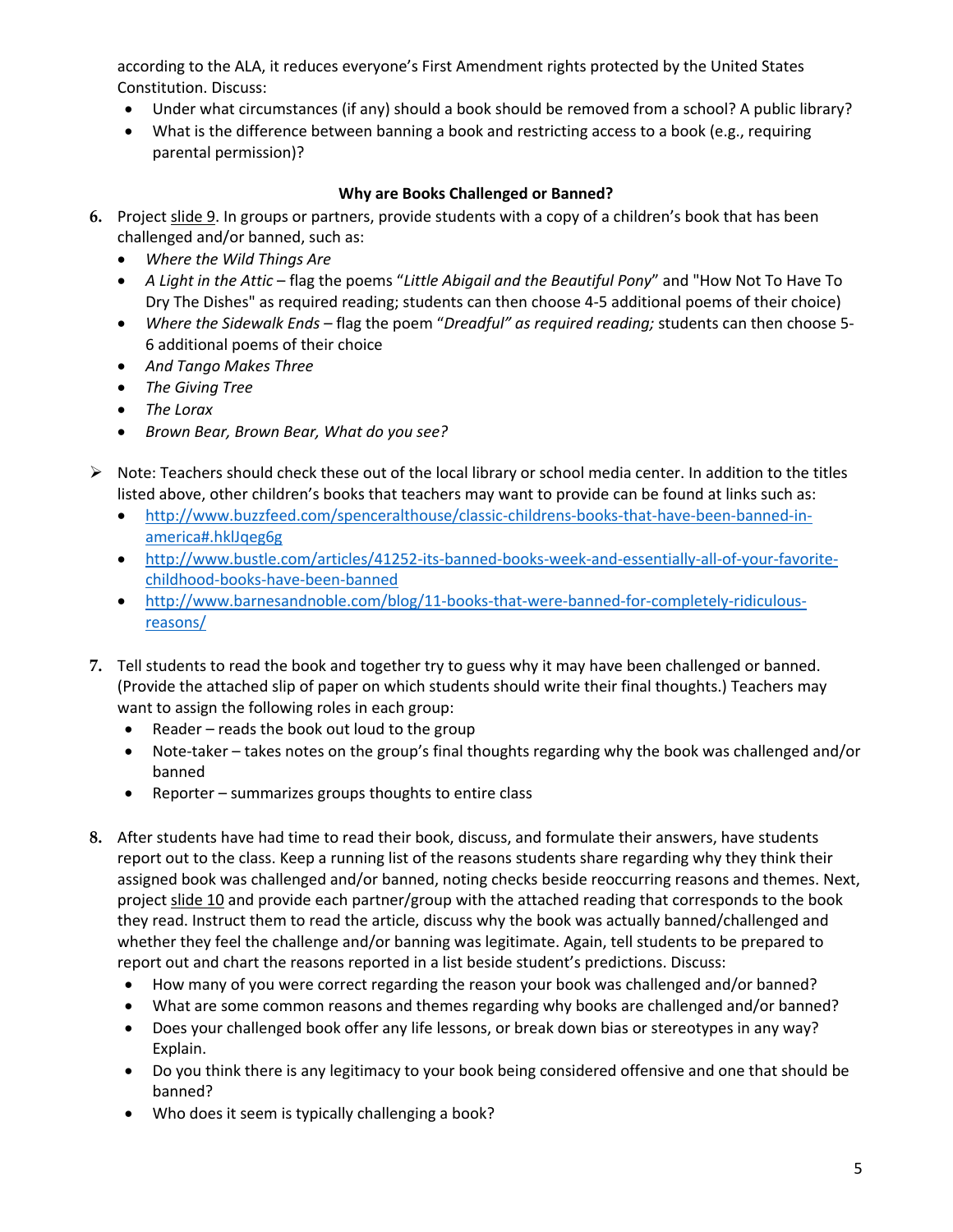according to the ALA, it reduces everyone's First Amendment rights protected by the United States Constitution. Discuss:

- Under what circumstances (if any) should a book should be removed from a school? A public library?
- What is the difference between banning a book and restricting access to a book (e.g., requiring parental permission)?

**Why are Books Challenged or Banned?**

6. Project slide 9. In groups or partners, provide students with a copy of a children's book that has been challenged and/or banned, such as:
   - *Where the Wild Things Are*
   - *A Light in the Attic* – flag the poems "*Little Abigail and the Beautiful Pony*" and "How Not To Have To Dry The Dishes" as required reading; students can then choose 4-5 additional poems of their choice)
   - *Where the Sidewalk Ends* – flag the poem "*Dreadful" as required reading;* students can then choose 5-6 additional poems of their choice
   - *And Tango Makes Three*
   - *The Giving Tree*
   - *The Lorax*
   - *Brown Bear, Brown Bear, What do you see?*

➢ Note: Teachers should check these out of the local library or school media center. In addition to the titles listed above, other children's books that teachers may want to provide can be found at links such as:
   - http://www.buzzfeed.com/spenceralthouse/classic-childrens-books-that-have-been-banned-in-america#.hklJqeg6g
   - http://www.bustle.com/articles/41252-its-banned-books-week-and-essentially-all-of-your-favorite-childhood-books-have-been-banned
   - http://www.barnesandnoble.com/blog/11-books-that-were-banned-for-completely-ridiculous-reasons/

7. Tell students to read the book and together try to guess why it may have been challenged or banned. (Provide the attached slip of paper on which students should write their final thoughts.) Teachers may want to assign the following roles in each group:
   - Reader – reads the book out loud to the group
   - Note-taker – takes notes on the group's final thoughts regarding why the book was challenged and/or banned
   - Reporter – summarizes groups thoughts to entire class

8. After students have had time to read their book, discuss, and formulate their answers, have students report out to the class. Keep a running list of the reasons students share regarding why they think their assigned book was challenged and/or banned, noting checks beside reoccurring reasons and themes. Next, project slide 10 and provide each partner/group with the attached reading that corresponds to the book they read. Instruct them to read the article, discuss why the book was actually banned/challenged and whether they feel the challenge and/or banning was legitimate. Again, tell students to be prepared to report out and chart the reasons reported in a list beside student's predictions. Discuss:
   - How many of you were correct regarding the reason your book was challenged and/or banned?
   - What are some common reasons and themes regarding why books are challenged and/or banned?
   - Does your challenged book offer any life lessons, or break down bias or stereotypes in any way? Explain.
   - Do you think there is any legitimacy to your book being considered offensive and one that should be banned?
   - Who does it seem is typically challenging a book?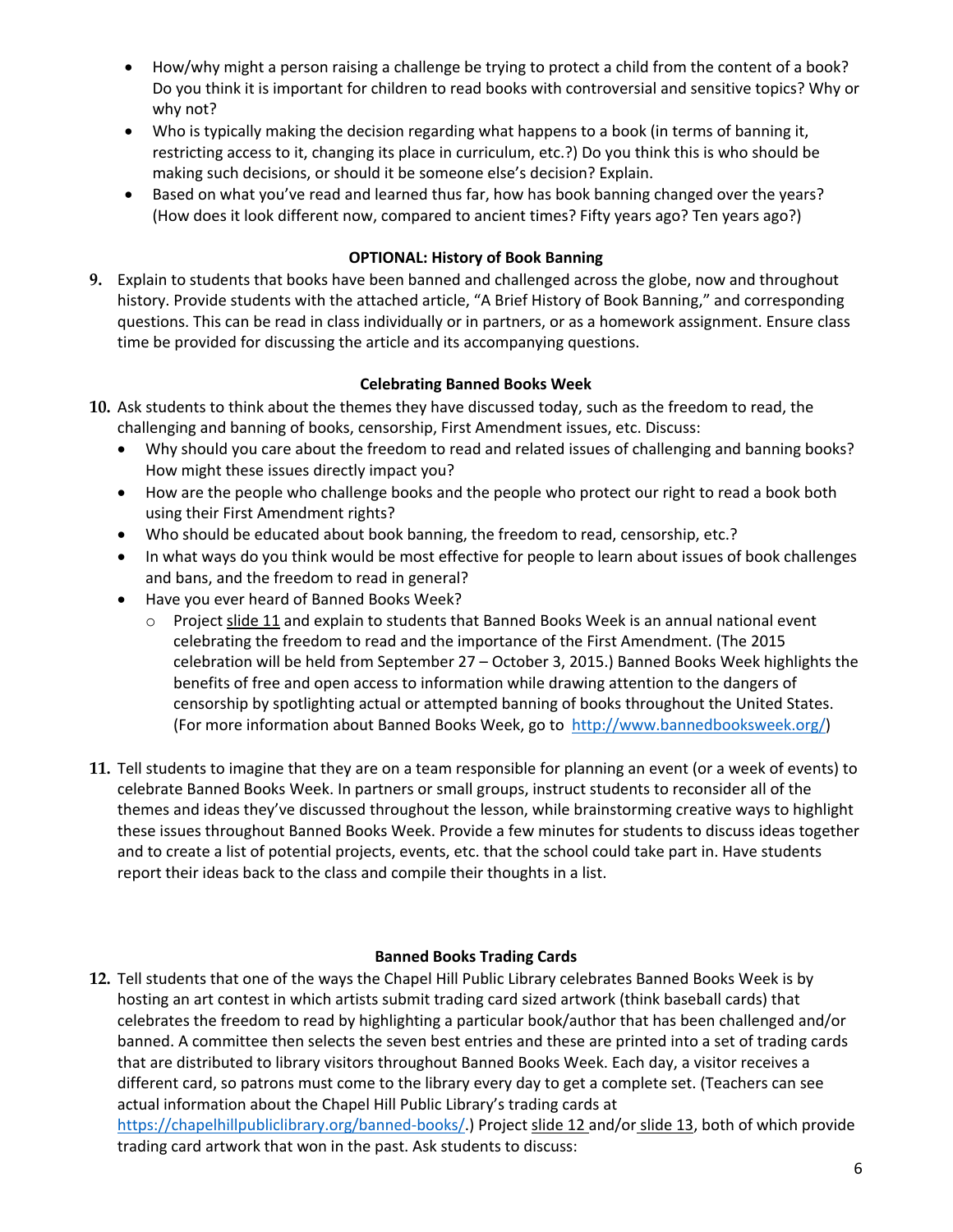- How/why might a person raising a challenge be trying to protect a child from the content of a book? Do you think it is important for children to read books with controversial and sensitive topics? Why or why not?
- Who is typically making the decision regarding what happens to a book (in terms of banning it, restricting access to it, changing its place in curriculum, etc.?) Do you think this is who should be making such decisions, or should it be someone else's decision? Explain.
- Based on what you've read and learned thus far, how has book banning changed over the years? (How does it look different now, compared to ancient times? Fifty years ago? Ten years ago?)

**OPTIONAL: History of Book Banning**

9. Explain to students that books have been banned and challenged across the globe, now and throughout history. Provide students with the attached article, "A Brief History of Book Banning," and corresponding questions. This can be read in class individually or in partners, or as a homework assignment. Ensure class time be provided for discussing the article and its accompanying questions.

**Celebrating Banned Books Week**

10. Ask students to think about the themes they have discussed today, such as the freedom to read, the challenging and banning of books, censorship, First Amendment issues, etc. Discuss:
    - Why should you care about the freedom to read and related issues of challenging and banning books? How might these issues directly impact you?
    - How are the people who challenge books and the people who protect our right to read a book both using their First Amendment rights?
    - Who should be educated about book banning, the freedom to read, censorship, etc.?
    - In what ways do you think would be most effective for people to learn about issues of book challenges and bans, and the freedom to read in general?
    - Have you ever heard of Banned Books Week?
        - Project slide 11 and explain to students that Banned Books Week is an annual national event celebrating the freedom to read and the importance of the First Amendment. (The 2015 celebration will be held from September 27 – October 3, 2015.) Banned Books Week highlights the benefits of free and open access to information while drawing attention to the dangers of censorship by spotlighting actual or attempted banning of books throughout the United States. (For more information about Banned Books Week, go to http://www.bannedbooksweek.org/)

11. Tell students to imagine that they are on a team responsible for planning an event (or a week of events) to celebrate Banned Books Week. In partners or small groups, instruct students to reconsider all of the themes and ideas they've discussed throughout the lesson, while brainstorming creative ways to highlight these issues throughout Banned Books Week. Provide a few minutes for students to discuss ideas together and to create a list of potential projects, events, etc. that the school could take part in. Have students report their ideas back to the class and compile their thoughts in a list.

**Banned Books Trading Cards**

12. Tell students that one of the ways the Chapel Hill Public Library celebrates Banned Books Week is by hosting an art contest in which artists submit trading card sized artwork (think baseball cards) that celebrates the freedom to read by highlighting a particular book/author that has been challenged and/or banned. A committee then selects the seven best entries and these are printed into a set of trading cards that are distributed to library visitors throughout Banned Books Week. Each day, a visitor receives a different card, so patrons must come to the library every day to get a complete set. (Teachers can see actual information about the Chapel Hill Public Library's trading cards at https://chapelhillpubliclibrary.org/banned-books/.) Project slide 12 and/or slide 13, both of which provide trading card artwork that won in the past. Ask students to discuss: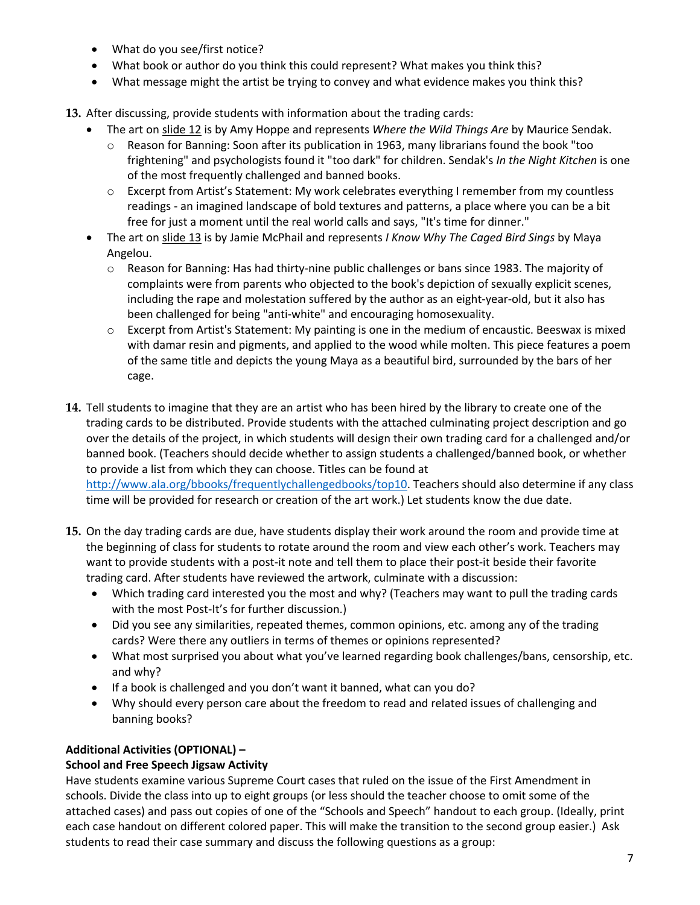- What do you see/first notice?
- What book or author do you think this could represent? What makes you think this?
- What message might the artist be trying to convey and what evidence makes you think this?

13. After discussing, provide students with information about the trading cards:
    - The art on slide 12 is by Amy Hoppe and represents *Where the Wild Things Are* by Maurice Sendak.
        - Reason for Banning: Soon after its publication in 1963, many librarians found the book "too frightening" and psychologists found it "too dark" for children. Sendak's *In the Night Kitchen* is one of the most frequently challenged and banned books.
        - Excerpt from Artist's Statement: My work celebrates everything I remember from my countless readings - an imagined landscape of bold textures and patterns, a place where you can be a bit free for just a moment until the real world calls and says, "It's time for dinner."
    - The art on slide 13 is by Jamie McPhail and represents *I Know Why The Caged Bird Sings* by Maya Angelou.
        - Reason for Banning: Has had thirty-nine public challenges or bans since 1983. The majority of complaints were from parents who objected to the book's depiction of sexually explicit scenes, including the rape and molestation suffered by the author as an eight-year-old, but it also has been challenged for being "anti-white" and encouraging homosexuality.
        - Excerpt from Artist's Statement: My painting is one in the medium of encaustic. Beeswax is mixed with damar resin and pigments, and applied to the wood while molten. This piece features a poem of the same title and depicts the young Maya as a beautiful bird, surrounded by the bars of her cage.

14. Tell students to imagine that they are an artist who has been hired by the library to create one of the trading cards to be distributed. Provide students with the attached culminating project description and go over the details of the project, in which students will design their own trading card for a challenged and/or banned book. (Teachers should decide whether to assign students a challenged/banned book, or whether to provide a list from which they can choose. Titles can be found at http://www.ala.org/bbooks/frequentlychallengedbooks/top10. Teachers should also determine if any class time will be provided for research or creation of the art work.) Let students know the due date.

15. On the day trading cards are due, have students display their work around the room and provide time at the beginning of class for students to rotate around the room and view each other's work. Teachers may want to provide students with a post-it note and tell them to place their post-it beside their favorite trading card. After students have reviewed the artwork, culminate with a discussion:
    - Which trading card interested you the most and why? (Teachers may want to pull the trading cards with the most Post-It's for further discussion.)
    - Did you see any similarities, repeated themes, common opinions, etc. among any of the trading cards? Were there any outliers in terms of themes or opinions represented?
    - What most surprised you about what you've learned regarding book challenges/bans, censorship, etc. and why?
    - If a book is challenged and you don't want it banned, what can you do?
    - Why should every person care about the freedom to read and related issues of challenging and banning books?

**Additional Activities (OPTIONAL) –**
**School and Free Speech Jigsaw Activity**

Have students examine various Supreme Court cases that ruled on the issue of the First Amendment in schools. Divide the class into up to eight groups (or less should the teacher choose to omit some of the attached cases) and pass out copies of one of the "Schools and Speech" handout to each group. (Ideally, print each case handout on different colored paper. This will make the transition to the second group easier.) Ask students to read their case summary and discuss the following questions as a group: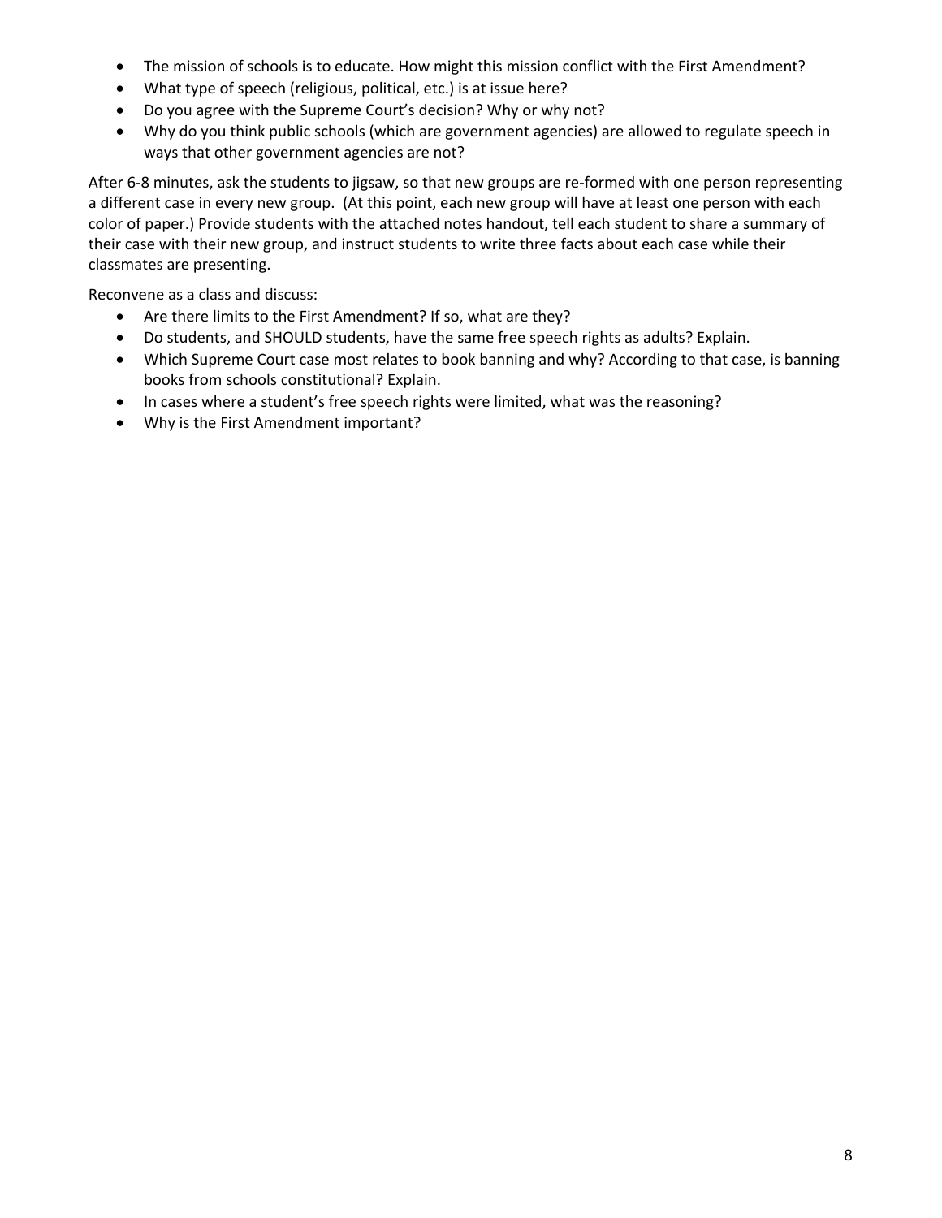- The mission of schools is to educate. How might this mission conflict with the First Amendment?
- What type of speech (religious, political, etc.) is at issue here?
- Do you agree with the Supreme Court's decision? Why or why not?
- Why do you think public schools (which are government agencies) are allowed to regulate speech in ways that other government agencies are not?

After 6-8 minutes, ask the students to jigsaw, so that new groups are re-formed with one person representing a different case in every new group. (At this point, each new group will have at least one person with each color of paper.) Provide students with the attached notes handout, tell each student to share a summary of their case with their new group, and instruct students to write three facts about each case while their classmates are presenting.

Reconvene as a class and discuss:

- Are there limits to the First Amendment? If so, what are they?
- Do students, and SHOULD students, have the same free speech rights as adults? Explain.
- Which Supreme Court case most relates to book banning and why? According to that case, is banning books from schools constitutional? Explain.
- In cases where a student's free speech rights were limited, what was the reasoning?
- Why is the First Amendment important?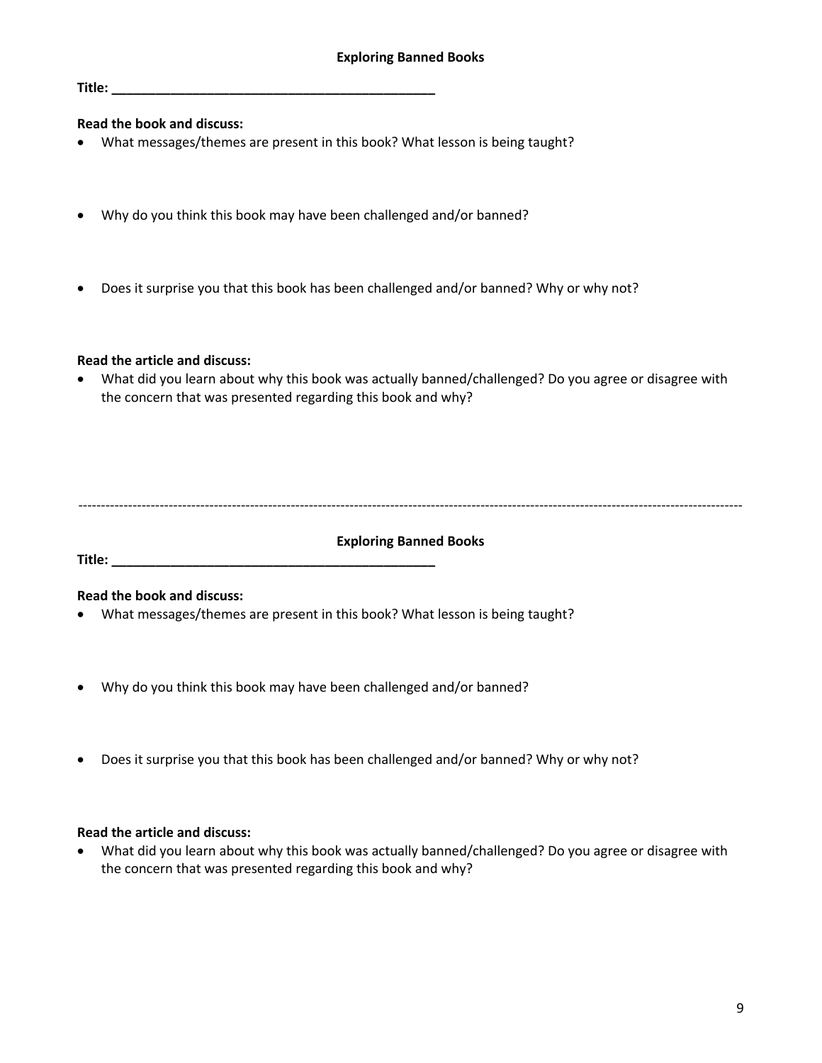## Exploring Banned Books

**Title: _____________________________________________**

**Read the book and discuss:**

- What messages/themes are present in this book? What lesson is being taught?
- Why do you think this book may have been challenged and/or banned?
- Does it surprise you that this book has been challenged and/or banned? Why or why not?

**Read the article and discuss:**

- What did you learn about why this book was actually banned/challenged? Do you agree or disagree with the concern that was presented regarding this book and why?

---

## Exploring Banned Books

**Title: _____________________________________________**

**Read the book and discuss:**

- What messages/themes are present in this book? What lesson is being taught?
- Why do you think this book may have been challenged and/or banned?
- Does it surprise you that this book has been challenged and/or banned? Why or why not?

**Read the article and discuss:**

- What did you learn about why this book was actually banned/challenged? Do you agree or disagree with the concern that was presented regarding this book and why?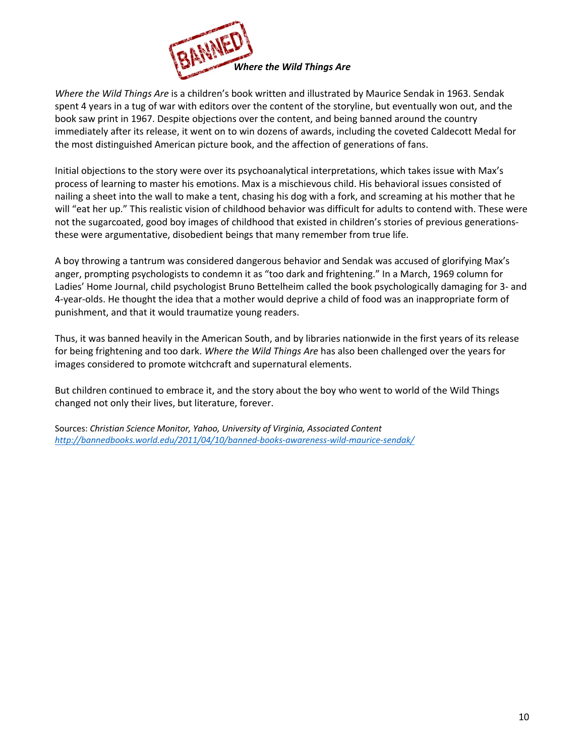## *Where the Wild Things Are*

*Where the Wild Things Are* is a children's book written and illustrated by Maurice Sendak in 1963. Sendak spent 4 years in a tug of war with editors over the content of the storyline, but eventually won out, and the book saw print in 1967. Despite objections over the content, and being banned around the country immediately after its release, it went on to win dozens of awards, including the coveted Caldecott Medal for the most distinguished American picture book, and the affection of generations of fans.

Initial objections to the story were over its psychoanalytical interpretations, which takes issue with Max's process of learning to master his emotions. Max is a mischievous child. His behavioral issues consisted of nailing a sheet into the wall to make a tent, chasing his dog with a fork, and screaming at his mother that he will "eat her up." This realistic vision of childhood behavior was difficult for adults to contend with. These were not the sugarcoated, good boy images of childhood that existed in children's stories of previous generations- these were argumentative, disobedient beings that many remember from true life.

A boy throwing a tantrum was considered dangerous behavior and Sendak was accused of glorifying Max's anger, prompting psychologists to condemn it as "too dark and frightening." In a March, 1969 column for Ladies' Home Journal, child psychologist Bruno Bettelheim called the book psychologically damaging for 3- and 4-year-olds. He thought the idea that a mother would deprive a child of food was an inappropriate form of punishment, and that it would traumatize young readers.

Thus, it was banned heavily in the American South, and by libraries nationwide in the first years of its release for being frightening and too dark. *Where the Wild Things Are* has also been challenged over the years for images considered to promote witchcraft and supernatural elements.

But children continued to embrace it, and the story about the boy who went to world of the Wild Things changed not only their lives, but literature, forever.

Sources: *Christian Science Monitor, Yahoo, University of Virginia, Associated Content*
*http://bannedbooks.world.edu/2011/04/10/banned-books-awareness-wild-maurice-sendak/*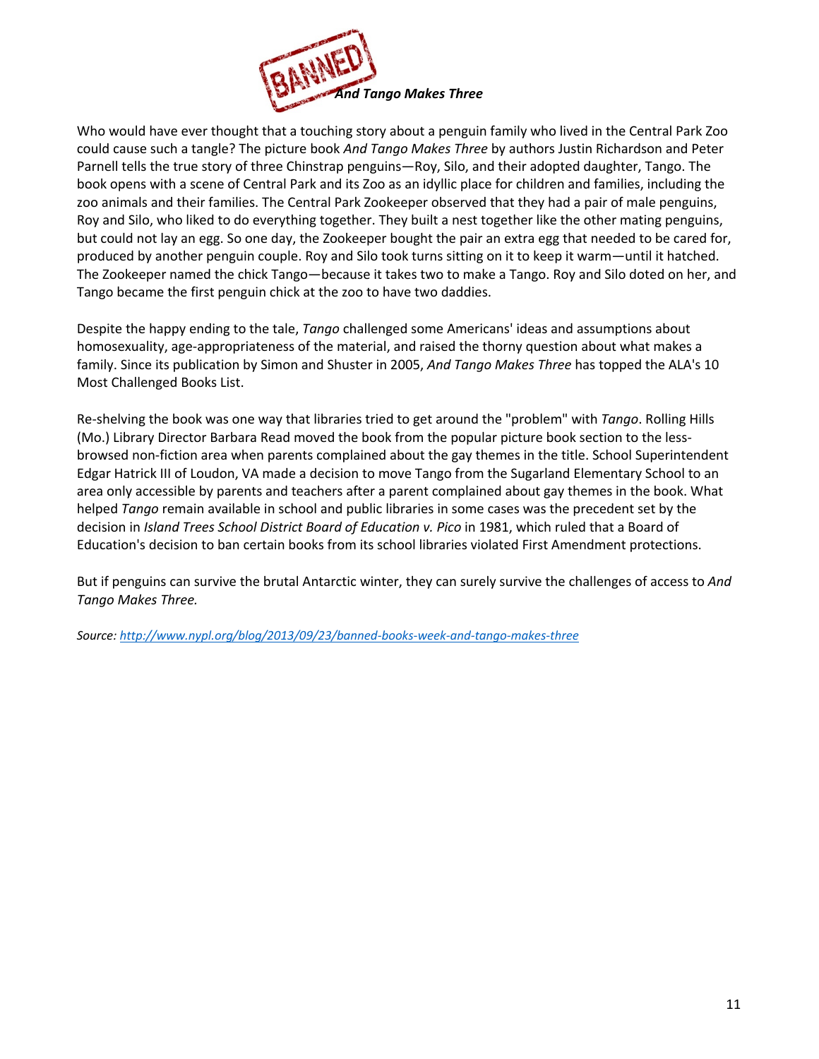# BANNED *And Tango Makes Three*

Who would have ever thought that a touching story about a penguin family who lived in the Central Park Zoo could cause such a tangle? The picture book *And Tango Makes Three* by authors Justin Richardson and Peter Parnell tells the true story of three Chinstrap penguins—Roy, Silo, and their adopted daughter, Tango. The book opens with a scene of Central Park and its Zoo as an idyllic place for children and families, including the zoo animals and their families. The Central Park Zookeeper observed that they had a pair of male penguins, Roy and Silo, who liked to do everything together. They built a nest together like the other mating penguins, but could not lay an egg. So one day, the Zookeeper bought the pair an extra egg that needed to be cared for, produced by another penguin couple. Roy and Silo took turns sitting on it to keep it warm—until it hatched. The Zookeeper named the chick Tango—because it takes two to make a Tango. Roy and Silo doted on her, and Tango became the first penguin chick at the zoo to have two daddies.

Despite the happy ending to the tale, *Tango* challenged some Americans' ideas and assumptions about homosexuality, age-appropriateness of the material, and raised the thorny question about what makes a family. Since its publication by Simon and Shuster in 2005, *And Tango Makes Three* has topped the ALA's 10 Most Challenged Books List.

Re-shelving the book was one way that libraries tried to get around the "problem" with *Tango*. Rolling Hills (Mo.) Library Director Barbara Read moved the book from the popular picture book section to the less-browsed non-fiction area when parents complained about the gay themes in the title. School Superintendent Edgar Hatrick III of Loudon, VA made a decision to move Tango from the Sugarland Elementary School to an area only accessible by parents and teachers after a parent complained about gay themes in the book. What helped *Tango* remain available in school and public libraries in some cases was the precedent set by the decision in *Island Trees School District Board of Education v. Pico* in 1981, which ruled that a Board of Education's decision to ban certain books from its school libraries violated First Amendment protections.

But if penguins can survive the brutal Antarctic winter, they can surely survive the challenges of access to *And Tango Makes Three.*

*Source: http://www.nypl.org/blog/2013/09/23/banned-books-week-and-tango-makes-three*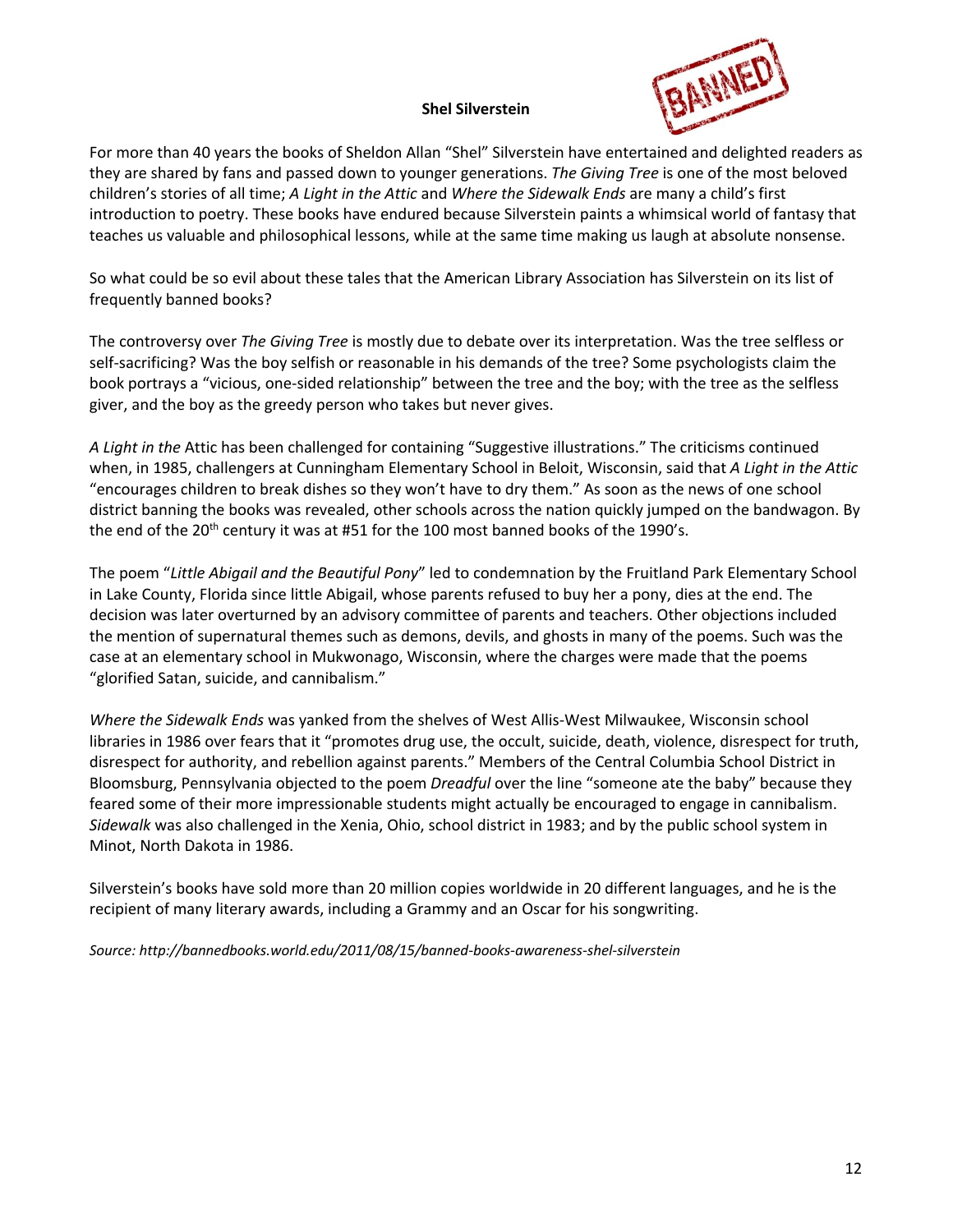**Shel Silverstein**

For more than 40 years the books of Sheldon Allan "Shel" Silverstein have entertained and delighted readers as they are shared by fans and passed down to younger generations. *The Giving Tree* is one of the most beloved children's stories of all time; *A Light in the Attic* and *Where the Sidewalk Ends* are many a child's first introduction to poetry. These books have endured because Silverstein paints a whimsical world of fantasy that teaches us valuable and philosophical lessons, while at the same time making us laugh at absolute nonsense.

So what could be so evil about these tales that the American Library Association has Silverstein on its list of frequently banned books?

The controversy over *The Giving Tree* is mostly due to debate over its interpretation. Was the tree selfless or self-sacrificing? Was the boy selfish or reasonable in his demands of the tree? Some psychologists claim the book portrays a "vicious, one-sided relationship" between the tree and the boy; with the tree as the selfless giver, and the boy as the greedy person who takes but never gives.

*A Light in the* Attic has been challenged for containing "Suggestive illustrations." The criticisms continued when, in 1985, challengers at Cunningham Elementary School in Beloit, Wisconsin, said that *A Light in the Attic* "encourages children to break dishes so they won't have to dry them." As soon as the news of one school district banning the books was revealed, other schools across the nation quickly jumped on the bandwagon. By the end of the 20th century it was at #51 for the 100 most banned books of the 1990's.

The poem "*Little Abigail and the Beautiful Pony*" led to condemnation by the Fruitland Park Elementary School in Lake County, Florida since little Abigail, whose parents refused to buy her a pony, dies at the end. The decision was later overturned by an advisory committee of parents and teachers. Other objections included the mention of supernatural themes such as demons, devils, and ghosts in many of the poems. Such was the case at an elementary school in Mukwonago, Wisconsin, where the charges were made that the poems "glorified Satan, suicide, and cannibalism."

*Where the Sidewalk Ends* was yanked from the shelves of West Allis-West Milwaukee, Wisconsin school libraries in 1986 over fears that it "promotes drug use, the occult, suicide, death, violence, disrespect for truth, disrespect for authority, and rebellion against parents." Members of the Central Columbia School District in Bloomsburg, Pennsylvania objected to the poem *Dreadful* over the line "someone ate the baby" because they feared some of their more impressionable students might actually be encouraged to engage in cannibalism. *Sidewalk* was also challenged in the Xenia, Ohio, school district in 1983; and by the public school system in Minot, North Dakota in 1986.

Silverstein's books have sold more than 20 million copies worldwide in 20 different languages, and he is the recipient of many literary awards, including a Grammy and an Oscar for his songwriting.

*Source: http://bannedbooks.world.edu/2011/08/15/banned-books-awareness-shel-silverstein*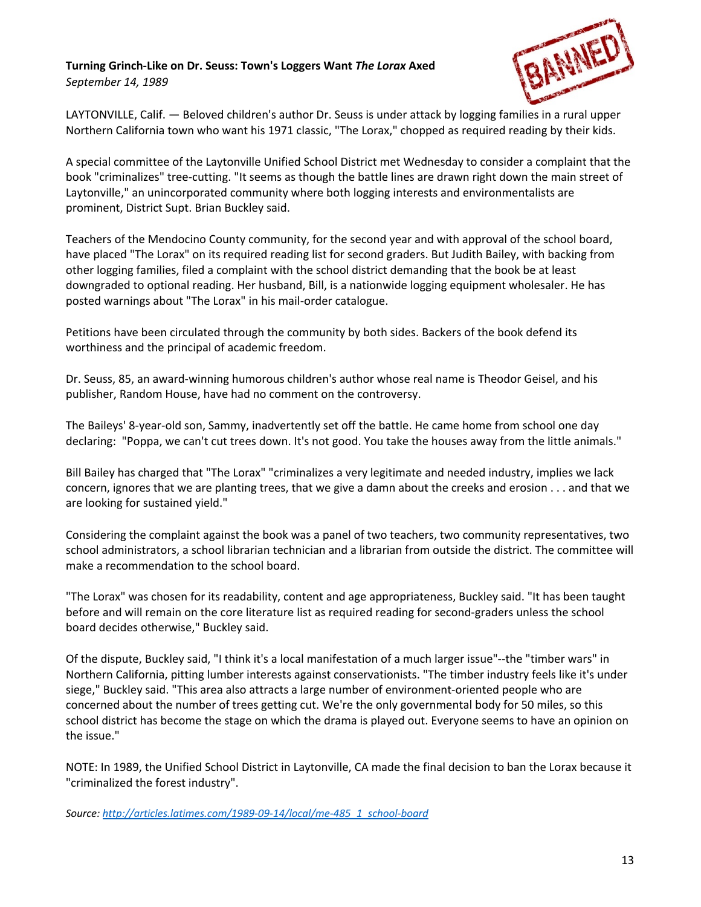**Turning Grinch-Like on Dr. Seuss: Town's Loggers Want *The Lorax* Axed**
*September 14, 1989*

LAYTONVILLE, Calif. — Beloved children's author Dr. Seuss is under attack by logging families in a rural upper Northern California town who want his 1971 classic, "The Lorax," chopped as required reading by their kids.

A special committee of the Laytonville Unified School District met Wednesday to consider a complaint that the book "criminalizes" tree-cutting. "It seems as though the battle lines are drawn right down the main street of Laytonville," an unincorporated community where both logging interests and environmentalists are prominent, District Supt. Brian Buckley said.

Teachers of the Mendocino County community, for the second year and with approval of the school board, have placed "The Lorax" on its required reading list for second graders. But Judith Bailey, with backing from other logging families, filed a complaint with the school district demanding that the book be at least downgraded to optional reading. Her husband, Bill, is a nationwide logging equipment wholesaler. He has posted warnings about "The Lorax" in his mail-order catalogue.

Petitions have been circulated through the community by both sides. Backers of the book defend its worthiness and the principal of academic freedom.

Dr. Seuss, 85, an award-winning humorous children's author whose real name is Theodor Geisel, and his publisher, Random House, have had no comment on the controversy.

The Baileys' 8-year-old son, Sammy, inadvertently set off the battle. He came home from school one day declaring: "Poppa, we can't cut trees down. It's not good. You take the houses away from the little animals."

Bill Bailey has charged that "The Lorax" "criminalizes a very legitimate and needed industry, implies we lack concern, ignores that we are planting trees, that we give a damn about the creeks and erosion . . . and that we are looking for sustained yield."

Considering the complaint against the book was a panel of two teachers, two community representatives, two school administrators, a school librarian technician and a librarian from outside the district. The committee will make a recommendation to the school board.

"The Lorax" was chosen for its readability, content and age appropriateness, Buckley said. "It has been taught before and will remain on the core literature list as required reading for second-graders unless the school board decides otherwise," Buckley said.

Of the dispute, Buckley said, "I think it's a local manifestation of a much larger issue"--the "timber wars" in Northern California, pitting lumber interests against conservationists. "The timber industry feels like it's under siege," Buckley said. "This area also attracts a large number of environment-oriented people who are concerned about the number of trees getting cut. We're the only governmental body for 50 miles, so this school district has become the stage on which the drama is played out. Everyone seems to have an opinion on the issue."

NOTE: In 1989, the Unified School District in Laytonville, CA made the final decision to ban the Lorax because it "criminalized the forest industry".

*Source: [http://articles.latimes.com/1989-09-14/local/me-485_1_school-board](http://articles.latimes.com/1989-09-14/local/me-485_1_school-board)*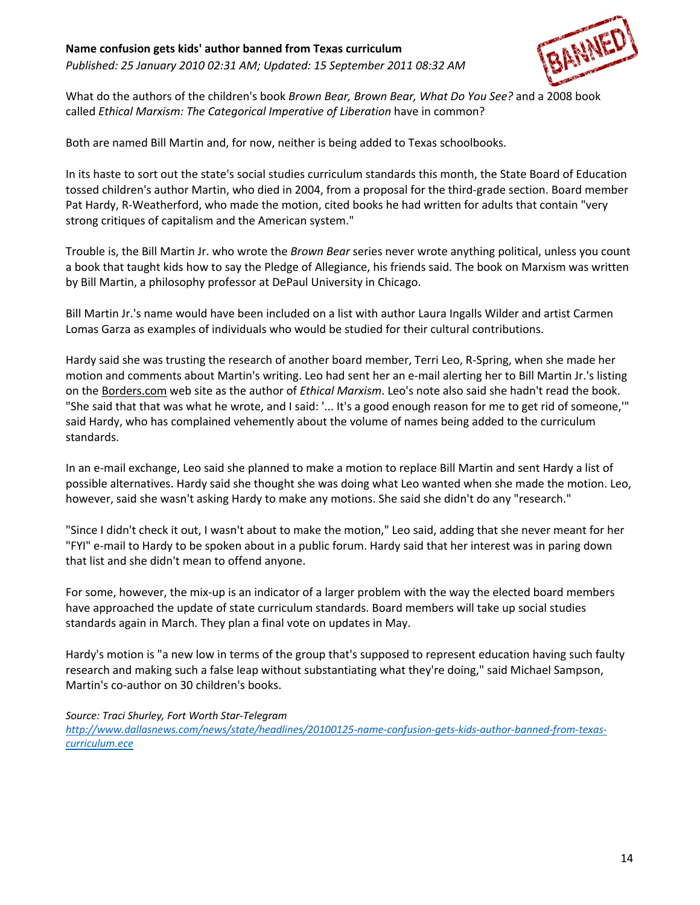**Name confusion gets kids' author banned from Texas curriculum**

*Published: 25 January 2010 02:31 AM; Updated: 15 September 2011 08:32 AM*

What do the authors of the children's book *Brown Bear, Brown Bear, What Do You See?* and a 2008 book called *Ethical Marxism: The Categorical Imperative of Liberation* have in common?

Both are named Bill Martin and, for now, neither is being added to Texas schoolbooks.

In its haste to sort out the state's social studies curriculum standards this month, the State Board of Education tossed children's author Martin, who died in 2004, from a proposal for the third-grade section. Board member Pat Hardy, R-Weatherford, who made the motion, cited books he had written for adults that contain "very strong critiques of capitalism and the American system."

Trouble is, the Bill Martin Jr. who wrote the *Brown Bear* series never wrote anything political, unless you count a book that taught kids how to say the Pledge of Allegiance, his friends said. The book on Marxism was written by Bill Martin, a philosophy professor at DePaul University in Chicago.

Bill Martin Jr.'s name would have been included on a list with author Laura Ingalls Wilder and artist Carmen Lomas Garza as examples of individuals who would be studied for their cultural contributions.

Hardy said she was trusting the research of another board member, Terri Leo, R-Spring, when she made her motion and comments about Martin's writing. Leo had sent her an e-mail alerting her to Bill Martin Jr.'s listing on the Borders.com web site as the author of *Ethical Marxism*. Leo's note also said she hadn't read the book. "She said that that was what he wrote, and I said: '... It's a good enough reason for me to get rid of someone,'" said Hardy, who has complained vehemently about the volume of names being added to the curriculum standards.

In an e-mail exchange, Leo said she planned to make a motion to replace Bill Martin and sent Hardy a list of possible alternatives. Hardy said she thought she was doing what Leo wanted when she made the motion. Leo, however, said she wasn't asking Hardy to make any motions. She said she didn't do any "research."

"Since I didn't check it out, I wasn't about to make the motion," Leo said, adding that she never meant for her "FYI" e-mail to Hardy to be spoken about in a public forum. Hardy said that her interest was in paring down that list and she didn't mean to offend anyone.

For some, however, the mix-up is an indicator of a larger problem with the way the elected board members have approached the update of state curriculum standards. Board members will take up social studies standards again in March. They plan a final vote on updates in May.

Hardy's motion is "a new low in terms of the group that's supposed to represent education having such faulty research and making such a false leap without substantiating what they're doing," said Michael Sampson, Martin's co-author on 30 children's books.

*Source: Traci Shurley, Fort Worth Star-Telegram*
*http://www.dallasnews.com/news/state/headlines/20100125-name-confusion-gets-kids-author-banned-from-texas-curriculum.ece*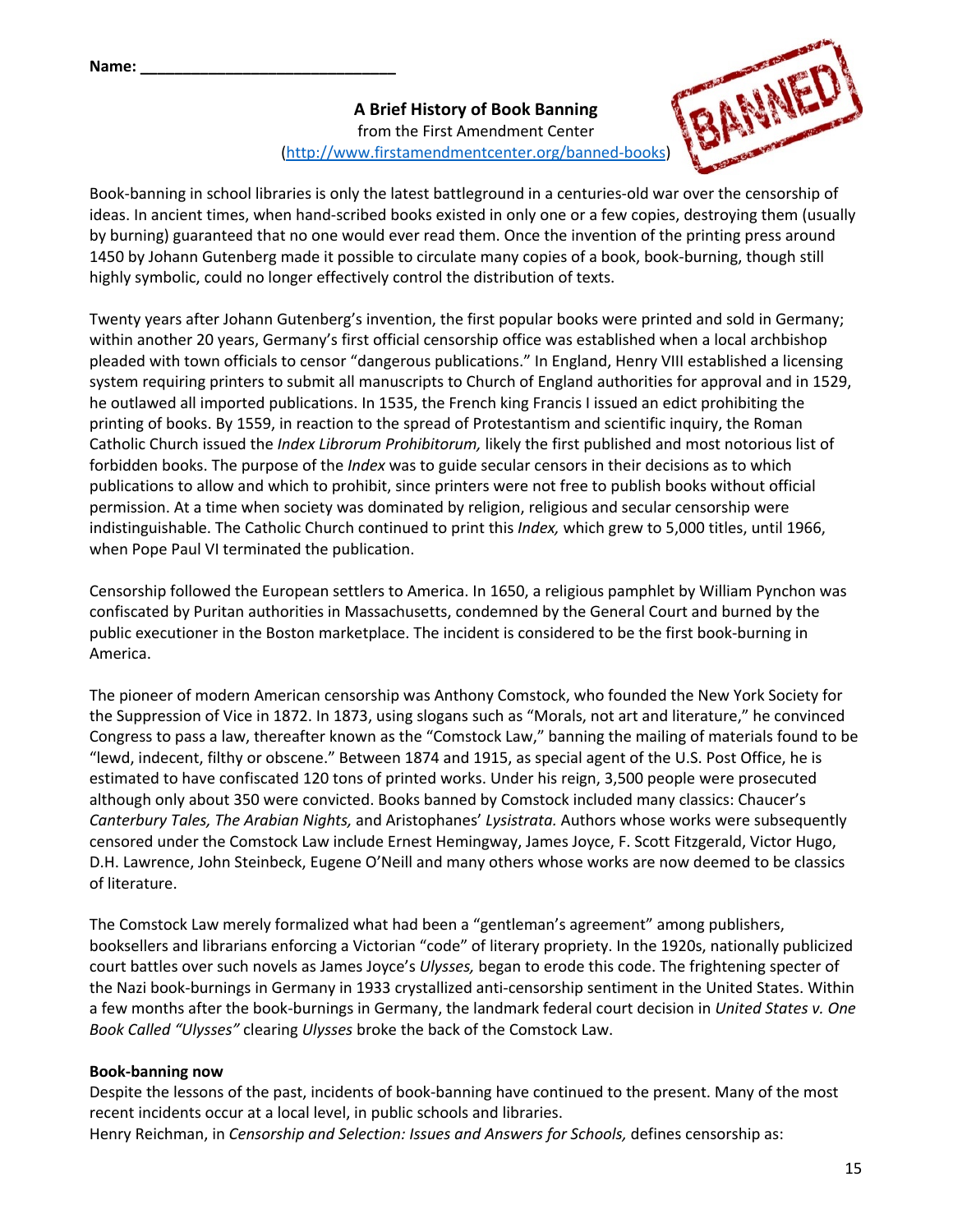Name: ______________________________

# A Brief History of Book Banning

from the First Amendment Center
(http://www.firstamendmentcenter.org/banned-books)

Book-banning in school libraries is only the latest battleground in a centuries-old war over the censorship of ideas. In ancient times, when hand-scribed books existed in only one or a few copies, destroying them (usually by burning) guaranteed that no one would ever read them. Once the invention of the printing press around 1450 by Johann Gutenberg made it possible to circulate many copies of a book, book-burning, though still highly symbolic, could no longer effectively control the distribution of texts.

Twenty years after Johann Gutenberg's invention, the first popular books were printed and sold in Germany; within another 20 years, Germany's first official censorship office was established when a local archbishop pleaded with town officials to censor "dangerous publications." In England, Henry VIII established a licensing system requiring printers to submit all manuscripts to Church of England authorities for approval and in 1529, he outlawed all imported publications. In 1535, the French king Francis I issued an edict prohibiting the printing of books. By 1559, in reaction to the spread of Protestantism and scientific inquiry, the Roman Catholic Church issued the *Index Librorum Prohibitorum,* likely the first published and most notorious list of forbidden books. The purpose of the *Index* was to guide secular censors in their decisions as to which publications to allow and which to prohibit, since printers were not free to publish books without official permission. At a time when society was dominated by religion, religious and secular censorship were indistinguishable. The Catholic Church continued to print this *Index,* which grew to 5,000 titles, until 1966, when Pope Paul VI terminated the publication.

Censorship followed the European settlers to America. In 1650, a religious pamphlet by William Pynchon was confiscated by Puritan authorities in Massachusetts, condemned by the General Court and burned by the public executioner in the Boston marketplace. The incident is considered to be the first book-burning in America.

The pioneer of modern American censorship was Anthony Comstock, who founded the New York Society for the Suppression of Vice in 1872. In 1873, using slogans such as "Morals, not art and literature," he convinced Congress to pass a law, thereafter known as the "Comstock Law," banning the mailing of materials found to be "lewd, indecent, filthy or obscene." Between 1874 and 1915, as special agent of the U.S. Post Office, he is estimated to have confiscated 120 tons of printed works. Under his reign, 3,500 people were prosecuted although only about 350 were convicted. Books banned by Comstock included many classics: Chaucer's *Canterbury Tales, The Arabian Nights,* and Aristophanes' *Lysistrata.* Authors whose works were subsequently censored under the Comstock Law include Ernest Hemingway, James Joyce, F. Scott Fitzgerald, Victor Hugo, D.H. Lawrence, John Steinbeck, Eugene O'Neill and many others whose works are now deemed to be classics of literature.

The Comstock Law merely formalized what had been a "gentleman's agreement" among publishers, booksellers and librarians enforcing a Victorian "code" of literary propriety. In the 1920s, nationally publicized court battles over such novels as James Joyce's *Ulysses,* began to erode this code. The frightening specter of the Nazi book-burnings in Germany in 1933 crystallized anti-censorship sentiment in the United States. Within a few months after the book-burnings in Germany, the landmark federal court decision in *United States v. One Book Called "Ulysses"* clearing *Ulysses* broke the back of the Comstock Law.

**Book-banning now**

Despite the lessons of the past, incidents of book-banning have continued to the present. Many of the most recent incidents occur at a local level, in public schools and libraries.
Henry Reichman, in *Censorship and Selection: Issues and Answers for Schools,* defines censorship as: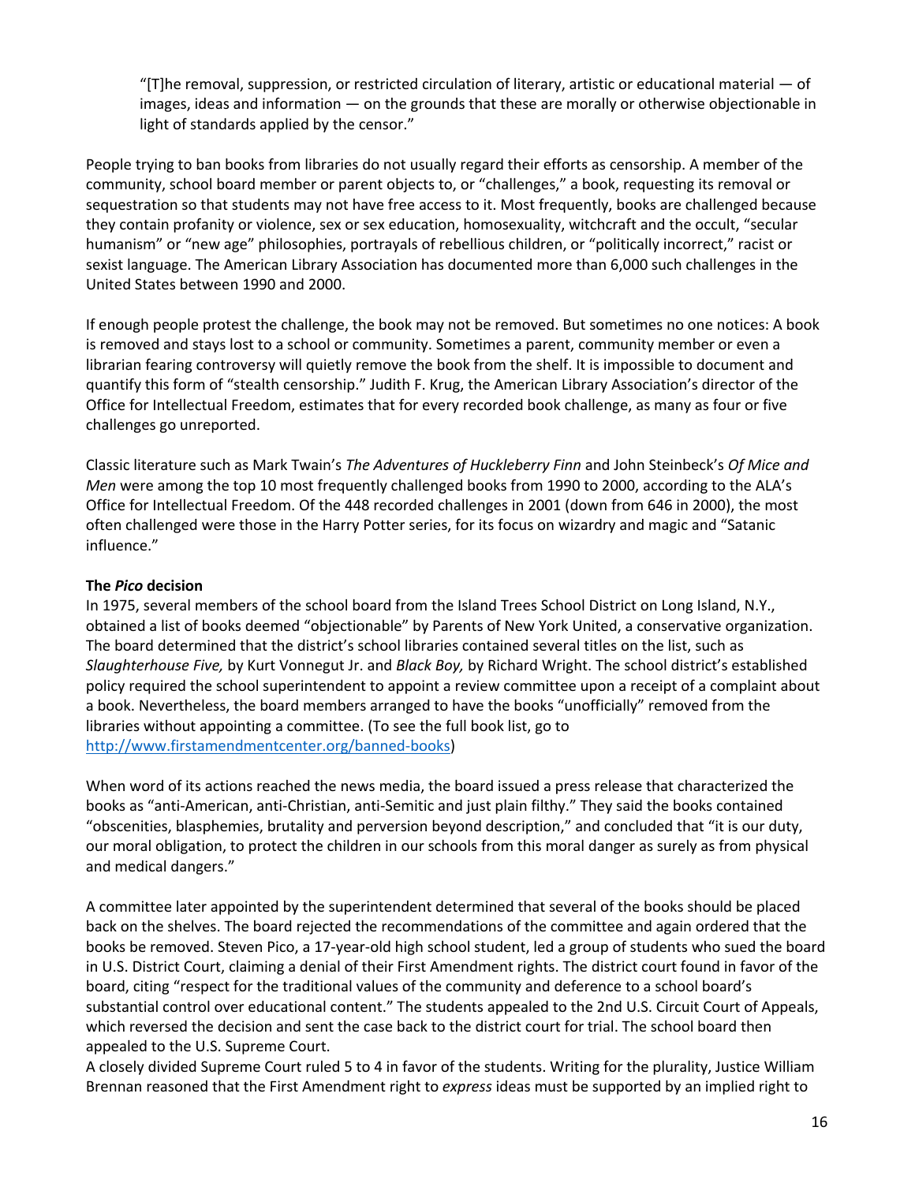> “[T]he removal, suppression, or restricted circulation of literary, artistic or educational material — of images, ideas and information — on the grounds that these are morally or otherwise objectionable in light of standards applied by the censor.”

People trying to ban books from libraries do not usually regard their efforts as censorship. A member of the community, school board member or parent objects to, or “challenges,” a book, requesting its removal or sequestration so that students may not have free access to it. Most frequently, books are challenged because they contain profanity or violence, sex or sex education, homosexuality, witchcraft and the occult, “secular humanism” or “new age” philosophies, portrayals of rebellious children, or “politically incorrect,” racist or sexist language. The American Library Association has documented more than 6,000 such challenges in the United States between 1990 and 2000.

If enough people protest the challenge, the book may not be removed. But sometimes no one notices: A book is removed and stays lost to a school or community. Sometimes a parent, community member or even a librarian fearing controversy will quietly remove the book from the shelf. It is impossible to document and quantify this form of “stealth censorship.” Judith F. Krug, the American Library Association’s director of the Office for Intellectual Freedom, estimates that for every recorded book challenge, as many as four or five challenges go unreported.

Classic literature such as Mark Twain’s *The Adventures of Huckleberry Finn* and John Steinbeck’s *Of Mice and Men* were among the top 10 most frequently challenged books from 1990 to 2000, according to the ALA’s Office for Intellectual Freedom. Of the 448 recorded challenges in 2001 (down from 646 in 2000), the most often challenged were those in the Harry Potter series, for its focus on wizardry and magic and “Satanic influence.”

**The *Pico* decision**

In 1975, several members of the school board from the Island Trees School District on Long Island, N.Y., obtained a list of books deemed “objectionable” by Parents of New York United, a conservative organization. The board determined that the district’s school libraries contained several titles on the list, such as *Slaughterhouse Five,* by Kurt Vonnegut Jr. and *Black Boy,* by Richard Wright. The school district’s established policy required the school superintendent to appoint a review committee upon a receipt of a complaint about a book. Nevertheless, the board members arranged to have the books “unofficially” removed from the libraries without appointing a committee. (To see the full book list, go to http://www.firstamendmentcenter.org/banned-books)

When word of its actions reached the news media, the board issued a press release that characterized the books as “anti-American, anti-Christian, anti-Semitic and just plain filthy.” They said the books contained “obscenities, blasphemies, brutality and perversion beyond description,” and concluded that “it is our duty, our moral obligation, to protect the children in our schools from this moral danger as surely as from physical and medical dangers.”

A committee later appointed by the superintendent determined that several of the books should be placed back on the shelves. The board rejected the recommendations of the committee and again ordered that the books be removed. Steven Pico, a 17-year-old high school student, led a group of students who sued the board in U.S. District Court, claiming a denial of their First Amendment rights. The district court found in favor of the board, citing “respect for the traditional values of the community and deference to a school board’s substantial control over educational content.” The students appealed to the 2nd U.S. Circuit Court of Appeals, which reversed the decision and sent the case back to the district court for trial. The school board then appealed to the U.S. Supreme Court.

A closely divided Supreme Court ruled 5 to 4 in favor of the students. Writing for the plurality, Justice William Brennan reasoned that the First Amendment right to *express* ideas must be supported by an implied right to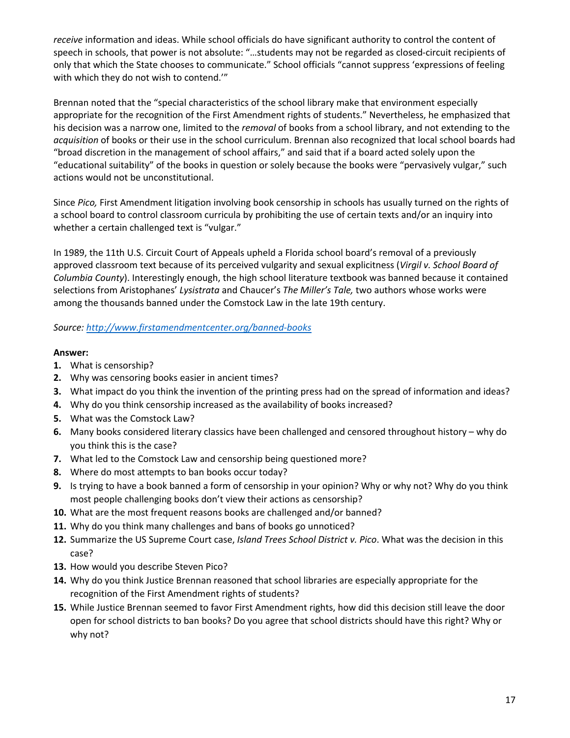*receive* information and ideas. While school officials do have significant authority to control the content of speech in schools, that power is not absolute: "…students may not be regarded as closed-circuit recipients of only that which the State chooses to communicate." School officials "cannot suppress 'expressions of feeling with which they do not wish to contend.'"

Brennan noted that the "special characteristics of the school library make that environment especially appropriate for the recognition of the First Amendment rights of students." Nevertheless, he emphasized that his decision was a narrow one, limited to the *removal* of books from a school library, and not extending to the *acquisition* of books or their use in the school curriculum. Brennan also recognized that local school boards had "broad discretion in the management of school affairs," and said that if a board acted solely upon the "educational suitability" of the books in question or solely because the books were "pervasively vulgar," such actions would not be unconstitutional.

Since *Pico,* First Amendment litigation involving book censorship in schools has usually turned on the rights of a school board to control classroom curricula by prohibiting the use of certain texts and/or an inquiry into whether a certain challenged text is "vulgar."

In 1989, the 11th U.S. Circuit Court of Appeals upheld a Florida school board's removal of a previously approved classroom text because of its perceived vulgarity and sexual explicitness (*Virgil v. School Board of Columbia County*). Interestingly enough, the high school literature textbook was banned because it contained selections from Aristophanes' *Lysistrata* and Chaucer's *The Miller's Tale,* two authors whose works were among the thousands banned under the Comstock Law in the late 19th century.

*Source: http://www.firstamendmentcenter.org/banned-books*

**Answer:**

1. What is censorship?
2. Why was censoring books easier in ancient times?
3. What impact do you think the invention of the printing press had on the spread of information and ideas?
4. Why do you think censorship increased as the availability of books increased?
5. What was the Comstock Law?
6. Many books considered literary classics have been challenged and censored throughout history – why do you think this is the case?
7. What led to the Comstock Law and censorship being questioned more?
8. Where do most attempts to ban books occur today?
9. Is trying to have a book banned a form of censorship in your opinion? Why or why not? Why do you think most people challenging books don't view their actions as censorship?
10. What are the most frequent reasons books are challenged and/or banned?
11. Why do you think many challenges and bans of books go unnoticed?
12. Summarize the US Supreme Court case, *Island Trees School District v. Pico*. What was the decision in this case?
13. How would you describe Steven Pico?
14. Why do you think Justice Brennan reasoned that school libraries are especially appropriate for the recognition of the First Amendment rights of students?
15. While Justice Brennan seemed to favor First Amendment rights, how did this decision still leave the door open for school districts to ban books? Do you agree that school districts should have this right? Why or why not?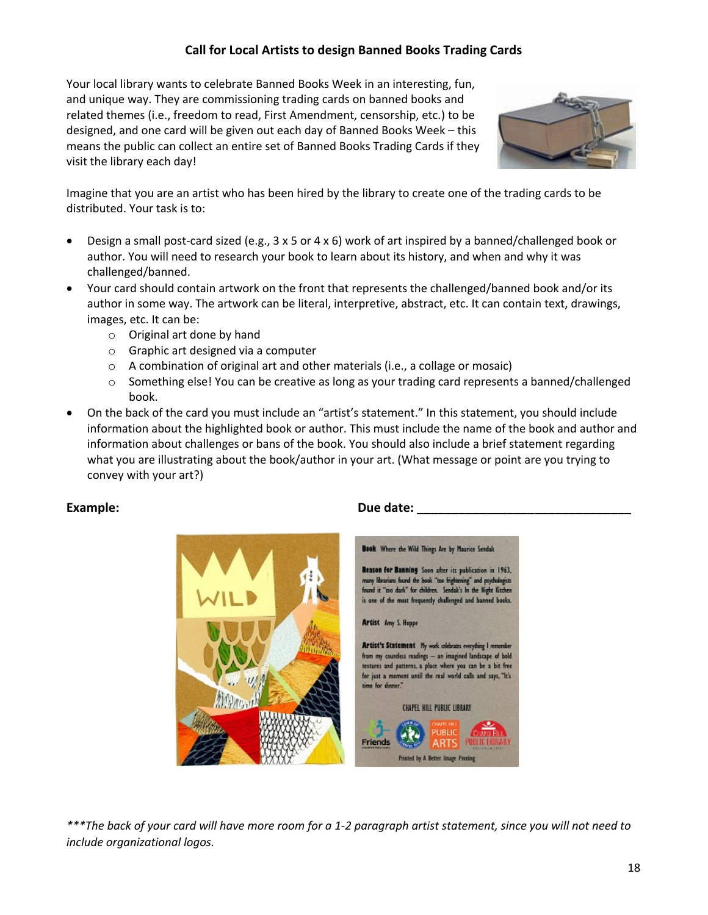## Call for Local Artists to design Banned Books Trading Cards

Your local library wants to celebrate Banned Books Week in an interesting, fun, and unique way. They are commissioning trading cards on banned books and related themes (i.e., freedom to read, First Amendment, censorship, etc.) to be designed, and one card will be given out each day of Banned Books Week – this means the public can collect an entire set of Banned Books Trading Cards if they visit the library each day!

Imagine that you are an artist who has been hired by the library to create one of the trading cards to be distributed. Your task is to:

- Design a small post-card sized (e.g., 3 x 5 or 4 x 6) work of art inspired by a banned/challenged book or author. You will need to research your book to learn about its history, and when and why it was challenged/banned.
- Your card should contain artwork on the front that represents the challenged/banned book and/or its author in some way. The artwork can be literal, interpretive, abstract, etc. It can contain text, drawings, images, etc. It can be:
  - Original art done by hand
  - Graphic art designed via a computer
  - A combination of original art and other materials (i.e., a collage or mosaic)
  - Something else! You can be creative as long as your trading card represents a banned/challenged book.
- On the back of the card you must include an "artist's statement." In this statement, you should include information about the highlighted book or author. This must include the name of the book and author and information about challenges or bans of the book. You should also include a brief statement regarding what you are illustrating about the book/author in your art. (What message or point are you trying to convey with your art?)

**Example:** **Due date: ______________________________**

**Book** Where the Wild Things Are by Maurice Sendak

**Reason for Banning** Soon after its publication in 1963, many librarians found the book "too frightening" and psychologists found it "too dark" for children. Sendak's In the Night Kitchen is one of the most frequently challenged and banned books.

**Artist** Amy S. Hoppe

**Artist's Statement** My work celebrates everything I remember from my countless readings – an imagined landscape of bold textures and patterns, a place where you can be a bit free for just a moment until the real world calls and says, "It's time for dinner."

CHAPEL HILL PUBLIC LIBRARY

Printed by A Better Image Printing

*\*\*\*The back of your card will have more room for a 1-2 paragraph artist statement, since you will not need to include organizational logos.*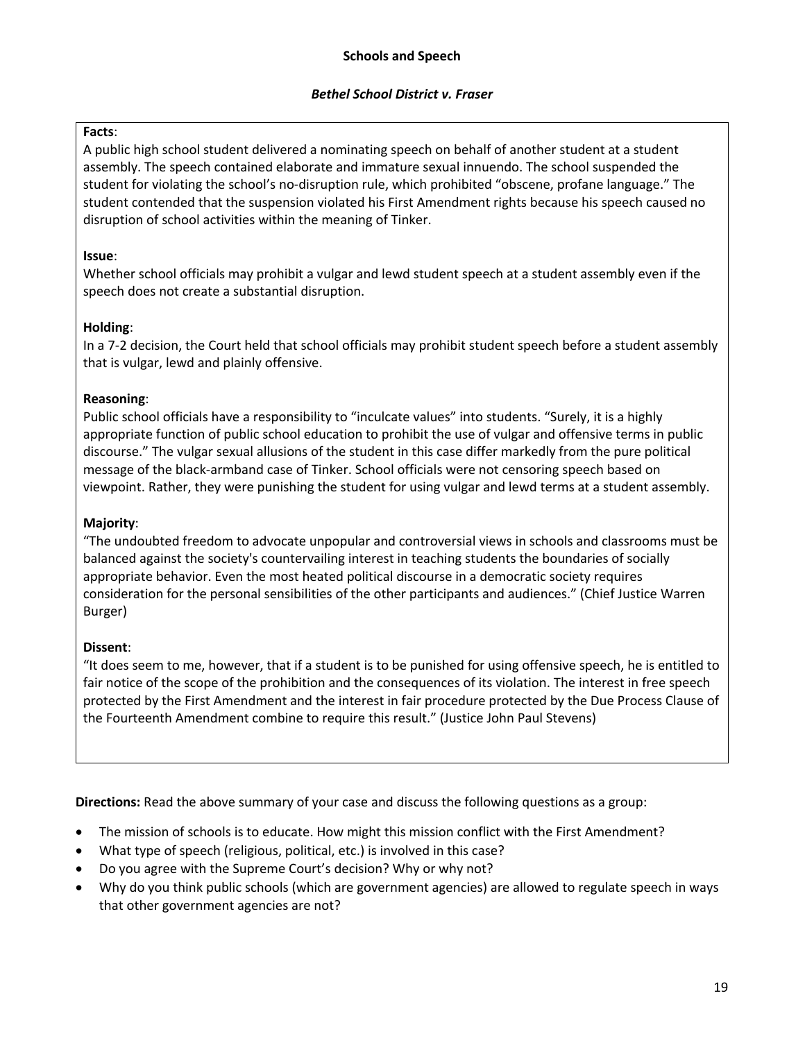## Schools and Speech

### *Bethel School District v. Fraser*

**Facts**:
A public high school student delivered a nominating speech on behalf of another student at a student assembly. The speech contained elaborate and immature sexual innuendo. The school suspended the student for violating the school's no-disruption rule, which prohibited "obscene, profane language." The student contended that the suspension violated his First Amendment rights because his speech caused no disruption of school activities within the meaning of Tinker.

**Issue**:
Whether school officials may prohibit a vulgar and lewd student speech at a student assembly even if the speech does not create a substantial disruption.

**Holding**:
In a 7-2 decision, the Court held that school officials may prohibit student speech before a student assembly that is vulgar, lewd and plainly offensive.

**Reasoning**:
Public school officials have a responsibility to "inculcate values" into students. "Surely, it is a highly appropriate function of public school education to prohibit the use of vulgar and offensive terms in public discourse." The vulgar sexual allusions of the student in this case differ markedly from the pure political message of the black-armband case of Tinker. School officials were not censoring speech based on viewpoint. Rather, they were punishing the student for using vulgar and lewd terms at a student assembly.

**Majority**:
"The undoubted freedom to advocate unpopular and controversial views in schools and classrooms must be balanced against the society's countervailing interest in teaching students the boundaries of socially appropriate behavior. Even the most heated political discourse in a democratic society requires consideration for the personal sensibilities of the other participants and audiences." (Chief Justice Warren Burger)

**Dissent**:
"It does seem to me, however, that if a student is to be punished for using offensive speech, he is entitled to fair notice of the scope of the prohibition and the consequences of its violation. The interest in free speech protected by the First Amendment and the interest in fair procedure protected by the Due Process Clause of the Fourteenth Amendment combine to require this result." (Justice John Paul Stevens)

**Directions:** Read the above summary of your case and discuss the following questions as a group:

- The mission of schools is to educate. How might this mission conflict with the First Amendment?
- What type of speech (religious, political, etc.) is involved in this case?
- Do you agree with the Supreme Court's decision? Why or why not?
- Why do you think public schools (which are government agencies) are allowed to regulate speech in ways that other government agencies are not?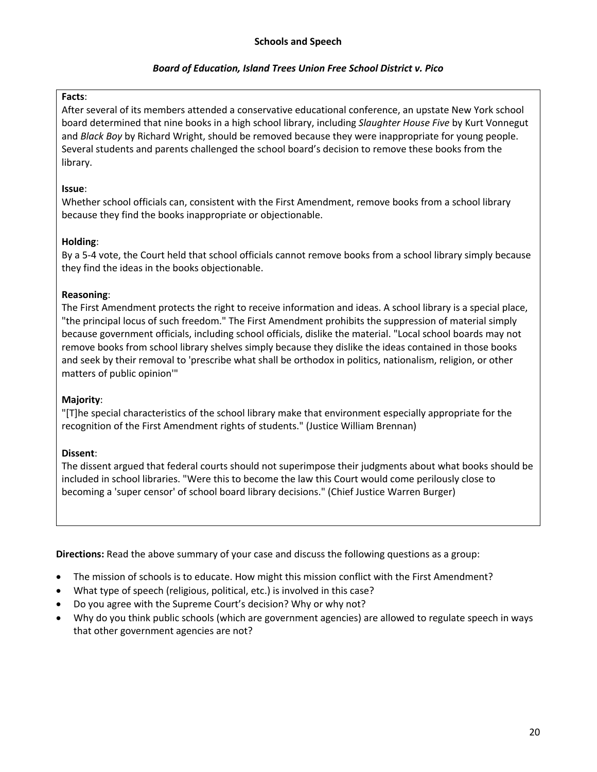## Schools and Speech

### *Board of Education, Island Trees Union Free School District v. Pico*

**Facts**:
After several of its members attended a conservative educational conference, an upstate New York school board determined that nine books in a high school library, including *Slaughter House Five* by Kurt Vonnegut and *Black Boy* by Richard Wright, should be removed because they were inappropriate for young people. Several students and parents challenged the school board's decision to remove these books from the library.

**Issue**:
Whether school officials can, consistent with the First Amendment, remove books from a school library because they find the books inappropriate or objectionable.

**Holding**:
By a 5-4 vote, the Court held that school officials cannot remove books from a school library simply because they find the ideas in the books objectionable.

**Reasoning**:
The First Amendment protects the right to receive information and ideas. A school library is a special place, "the principal locus of such freedom." The First Amendment prohibits the suppression of material simply because government officials, including school officials, dislike the material. "Local school boards may not remove books from school library shelves simply because they dislike the ideas contained in those books and seek by their removal to 'prescribe what shall be orthodox in politics, nationalism, religion, or other matters of public opinion'"

**Majority**:
"[T]he special characteristics of the school library make that environment especially appropriate for the recognition of the First Amendment rights of students." (Justice William Brennan)

**Dissent**:
The dissent argued that federal courts should not superimpose their judgments about what books should be included in school libraries. "Were this to become the law this Court would come perilously close to becoming a 'super censor' of school board library decisions." (Chief Justice Warren Burger)

**Directions:** Read the above summary of your case and discuss the following questions as a group:

- The mission of schools is to educate. How might this mission conflict with the First Amendment?
- What type of speech (religious, political, etc.) is involved in this case?
- Do you agree with the Supreme Court's decision? Why or why not?
- Why do you think public schools (which are government agencies) are allowed to regulate speech in ways that other government agencies are not?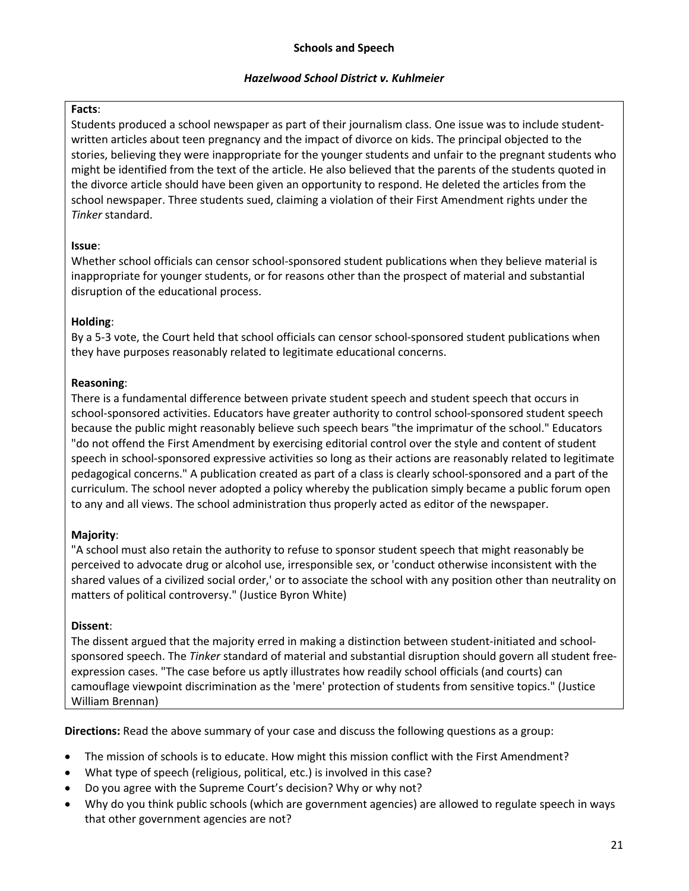## Schools and Speech

### *Hazelwood School District v. Kuhlmeier*

**Facts**:
Students produced a school newspaper as part of their journalism class. One issue was to include student-written articles about teen pregnancy and the impact of divorce on kids. The principal objected to the stories, believing they were inappropriate for the younger students and unfair to the pregnant students who might be identified from the text of the article. He also believed that the parents of the students quoted in the divorce article should have been given an opportunity to respond. He deleted the articles from the school newspaper. Three students sued, claiming a violation of their First Amendment rights under the *Tinker* standard.

**Issue**:
Whether school officials can censor school-sponsored student publications when they believe material is inappropriate for younger students, or for reasons other than the prospect of material and substantial disruption of the educational process.

**Holding**:
By a 5-3 vote, the Court held that school officials can censor school-sponsored student publications when they have purposes reasonably related to legitimate educational concerns.

**Reasoning**:
There is a fundamental difference between private student speech and student speech that occurs in school-sponsored activities. Educators have greater authority to control school-sponsored student speech because the public might reasonably believe such speech bears "the imprimatur of the school." Educators "do not offend the First Amendment by exercising editorial control over the style and content of student speech in school-sponsored expressive activities so long as their actions are reasonably related to legitimate pedagogical concerns." A publication created as part of a class is clearly school-sponsored and a part of the curriculum. The school never adopted a policy whereby the publication simply became a public forum open to any and all views. The school administration thus properly acted as editor of the newspaper.

**Majority**:
"A school must also retain the authority to refuse to sponsor student speech that might reasonably be perceived to advocate drug or alcohol use, irresponsible sex, or 'conduct otherwise inconsistent with the shared values of a civilized social order,' or to associate the school with any position other than neutrality on matters of political controversy." (Justice Byron White)

**Dissent**:
The dissent argued that the majority erred in making a distinction between student-initiated and school-sponsored speech. The *Tinker* standard of material and substantial disruption should govern all student free-expression cases. "The case before us aptly illustrates how readily school officials (and courts) can camouflage viewpoint discrimination as the 'mere' protection of students from sensitive topics." (Justice William Brennan)

**Directions:** Read the above summary of your case and discuss the following questions as a group:

- The mission of schools is to educate. How might this mission conflict with the First Amendment?
- What type of speech (religious, political, etc.) is involved in this case?
- Do you agree with the Supreme Court's decision? Why or why not?
- Why do you think public schools (which are government agencies) are allowed to regulate speech in ways that other government agencies are not?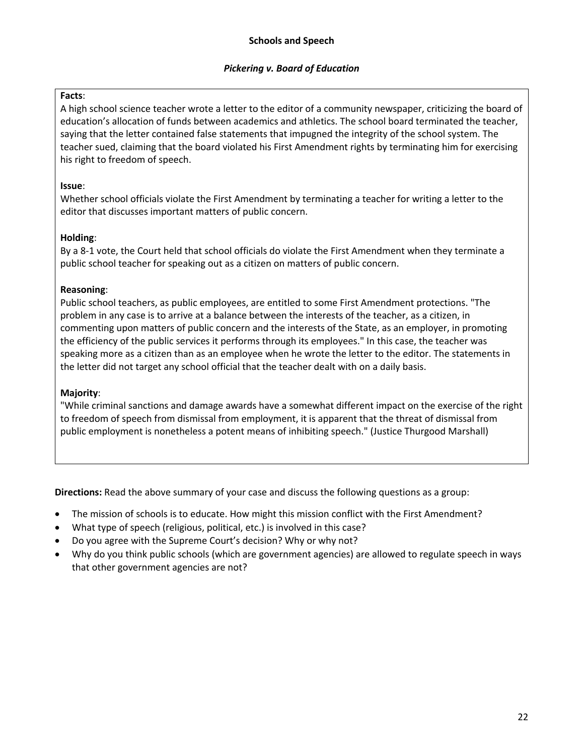## Schools and Speech

### *Pickering v. Board of Education*

**Facts**:
A high school science teacher wrote a letter to the editor of a community newspaper, criticizing the board of education's allocation of funds between academics and athletics. The school board terminated the teacher, saying that the letter contained false statements that impugned the integrity of the school system. The teacher sued, claiming that the board violated his First Amendment rights by terminating him for exercising his right to freedom of speech.

**Issue**:
Whether school officials violate the First Amendment by terminating a teacher for writing a letter to the editor that discusses important matters of public concern.

**Holding**:
By a 8-1 vote, the Court held that school officials do violate the First Amendment when they terminate a public school teacher for speaking out as a citizen on matters of public concern.

**Reasoning**:
Public school teachers, as public employees, are entitled to some First Amendment protections. "The problem in any case is to arrive at a balance between the interests of the teacher, as a citizen, in commenting upon matters of public concern and the interests of the State, as an employer, in promoting the efficiency of the public services it performs through its employees." In this case, the teacher was speaking more as a citizen than as an employee when he wrote the letter to the editor. The statements in the letter did not target any school official that the teacher dealt with on a daily basis.

**Majority**:
"While criminal sanctions and damage awards have a somewhat different impact on the exercise of the right to freedom of speech from dismissal from employment, it is apparent that the threat of dismissal from public employment is nonetheless a potent means of inhibiting speech." (Justice Thurgood Marshall)

**Directions:** Read the above summary of your case and discuss the following questions as a group:

- The mission of schools is to educate. How might this mission conflict with the First Amendment?
- What type of speech (religious, political, etc.) is involved in this case?
- Do you agree with the Supreme Court's decision? Why or why not?
- Why do you think public schools (which are government agencies) are allowed to regulate speech in ways that other government agencies are not?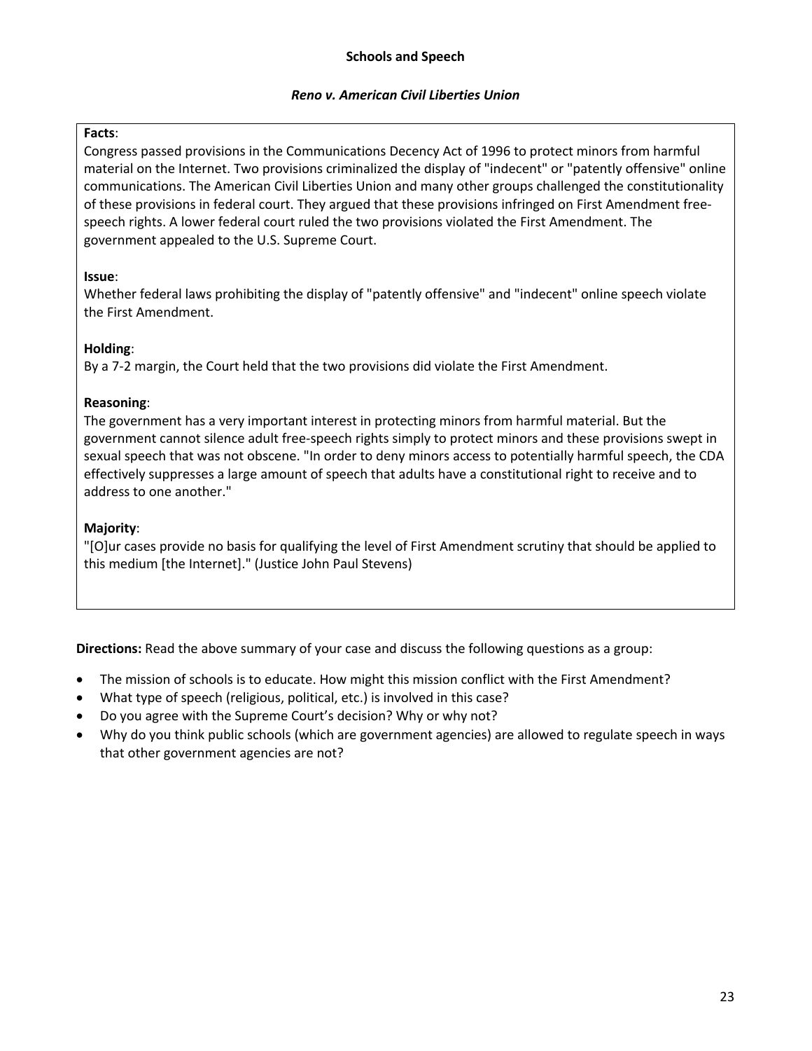**Schools and Speech**

***Reno v. American Civil Liberties Union***

**Facts**:
Congress passed provisions in the Communications Decency Act of 1996 to protect minors from harmful material on the Internet. Two provisions criminalized the display of "indecent" or "patently offensive" online communications. The American Civil Liberties Union and many other groups challenged the constitutionality of these provisions in federal court. They argued that these provisions infringed on First Amendment free-speech rights. A lower federal court ruled the two provisions violated the First Amendment. The government appealed to the U.S. Supreme Court.

**Issue**:
Whether federal laws prohibiting the display of "patently offensive" and "indecent" online speech violate the First Amendment.

**Holding**:
By a 7-2 margin, the Court held that the two provisions did violate the First Amendment.

**Reasoning**:
The government has a very important interest in protecting minors from harmful material. But the government cannot silence adult free-speech rights simply to protect minors and these provisions swept in sexual speech that was not obscene. "In order to deny minors access to potentially harmful speech, the CDA effectively suppresses a large amount of speech that adults have a constitutional right to receive and to address to one another."

**Majority**:
"[O]ur cases provide no basis for qualifying the level of First Amendment scrutiny that should be applied to this medium [the Internet]." (Justice John Paul Stevens)

**Directions:** Read the above summary of your case and discuss the following questions as a group:

- The mission of schools is to educate. How might this mission conflict with the First Amendment?
- What type of speech (religious, political, etc.) is involved in this case?
- Do you agree with the Supreme Court's decision? Why or why not?
- Why do you think public schools (which are government agencies) are allowed to regulate speech in ways that other government agencies are not?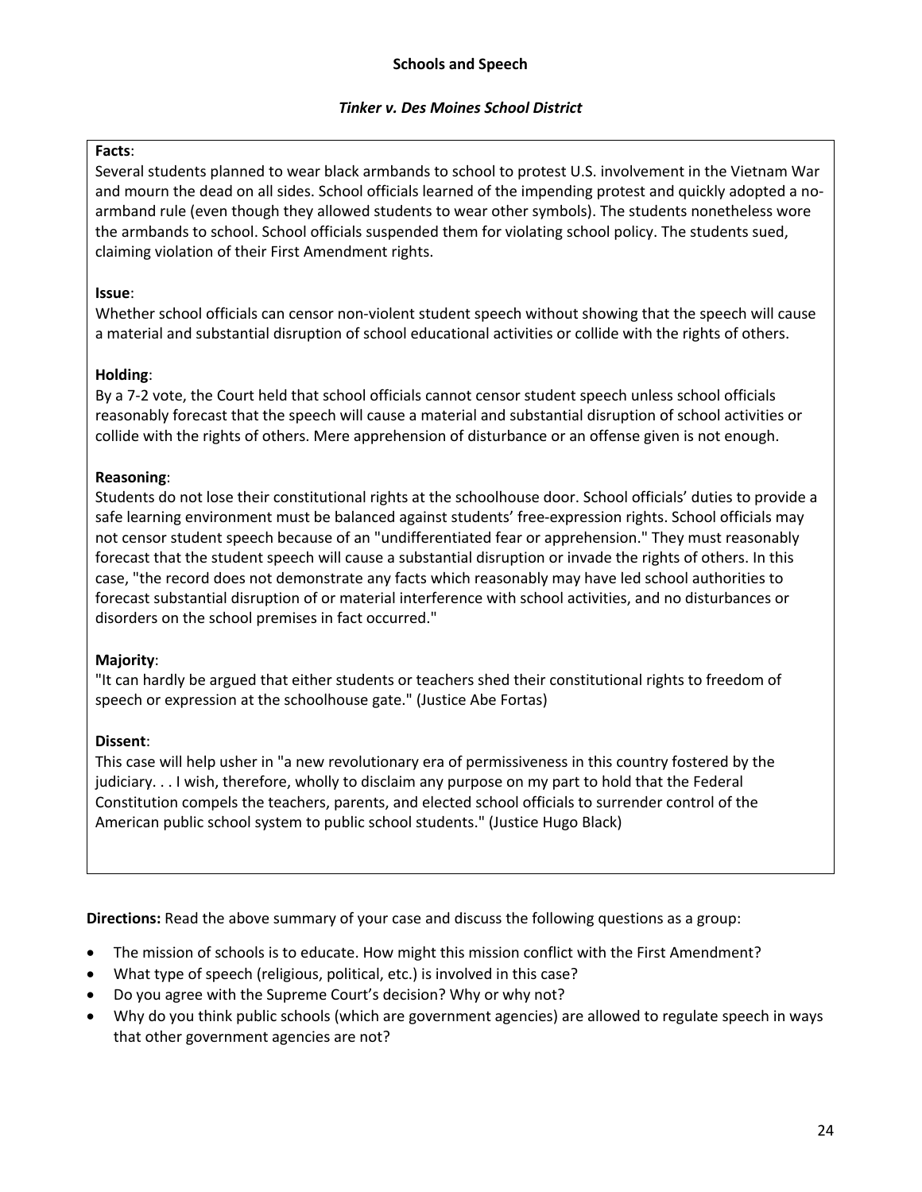## Schools and Speech

### *Tinker v. Des Moines School District*

**Facts**:
Several students planned to wear black armbands to school to protest U.S. involvement in the Vietnam War and mourn the dead on all sides. School officials learned of the impending protest and quickly adopted a no-armband rule (even though they allowed students to wear other symbols). The students nonetheless wore the armbands to school. School officials suspended them for violating school policy. The students sued, claiming violation of their First Amendment rights.

**Issue**:
Whether school officials can censor non-violent student speech without showing that the speech will cause a material and substantial disruption of school educational activities or collide with the rights of others.

**Holding**:
By a 7-2 vote, the Court held that school officials cannot censor student speech unless school officials reasonably forecast that the speech will cause a material and substantial disruption of school activities or collide with the rights of others. Mere apprehension of disturbance or an offense given is not enough.

**Reasoning**:
Students do not lose their constitutional rights at the schoolhouse door. School officials' duties to provide a safe learning environment must be balanced against students' free-expression rights. School officials may not censor student speech because of an "undifferentiated fear or apprehension." They must reasonably forecast that the student speech will cause a substantial disruption or invade the rights of others. In this case, "the record does not demonstrate any facts which reasonably may have led school authorities to forecast substantial disruption of or material interference with school activities, and no disturbances or disorders on the school premises in fact occurred."

**Majority**:
"It can hardly be argued that either students or teachers shed their constitutional rights to freedom of speech or expression at the schoolhouse gate." (Justice Abe Fortas)

**Dissent**:
This case will help usher in "a new revolutionary era of permissiveness in this country fostered by the judiciary. . . I wish, therefore, wholly to disclaim any purpose on my part to hold that the Federal Constitution compels the teachers, parents, and elected school officials to surrender control of the American public school system to public school students." (Justice Hugo Black)

**Directions:** Read the above summary of your case and discuss the following questions as a group:

- The mission of schools is to educate. How might this mission conflict with the First Amendment?
- What type of speech (religious, political, etc.) is involved in this case?
- Do you agree with the Supreme Court's decision? Why or why not?
- Why do you think public schools (which are government agencies) are allowed to regulate speech in ways that other government agencies are not?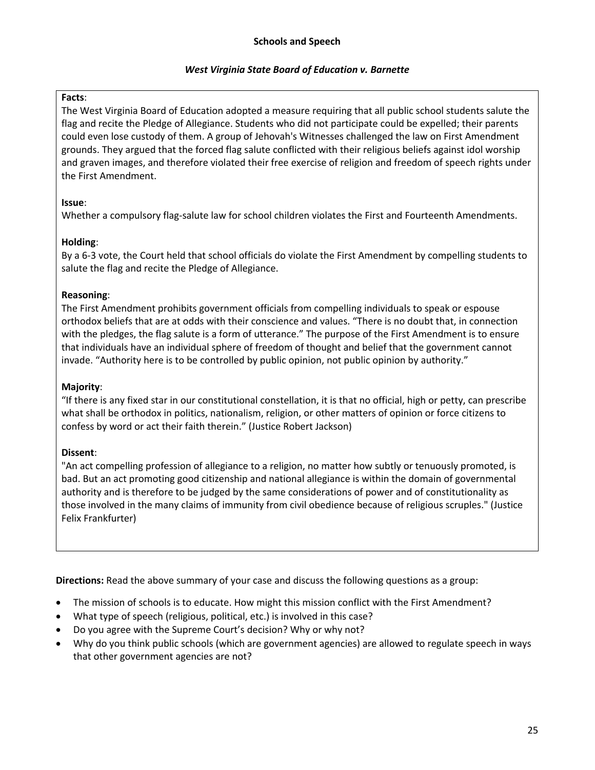## Schools and Speech

### *West Virginia State Board of Education v. Barnette*

**Facts**:
The West Virginia Board of Education adopted a measure requiring that all public school students salute the flag and recite the Pledge of Allegiance. Students who did not participate could be expelled; their parents could even lose custody of them. A group of Jehovah's Witnesses challenged the law on First Amendment grounds. They argued that the forced flag salute conflicted with their religious beliefs against idol worship and graven images, and therefore violated their free exercise of religion and freedom of speech rights under the First Amendment.

**Issue**:
Whether a compulsory flag-salute law for school children violates the First and Fourteenth Amendments.

**Holding**:
By a 6-3 vote, the Court held that school officials do violate the First Amendment by compelling students to salute the flag and recite the Pledge of Allegiance.

**Reasoning**:
The First Amendment prohibits government officials from compelling individuals to speak or espouse orthodox beliefs that are at odds with their conscience and values. "There is no doubt that, in connection with the pledges, the flag salute is a form of utterance." The purpose of the First Amendment is to ensure that individuals have an individual sphere of freedom of thought and belief that the government cannot invade. "Authority here is to be controlled by public opinion, not public opinion by authority."

**Majority**:
"If there is any fixed star in our constitutional constellation, it is that no official, high or petty, can prescribe what shall be orthodox in politics, nationalism, religion, or other matters of opinion or force citizens to confess by word or act their faith therein." (Justice Robert Jackson)

**Dissent**:
"An act compelling profession of allegiance to a religion, no matter how subtly or tenuously promoted, is bad. But an act promoting good citizenship and national allegiance is within the domain of governmental authority and is therefore to be judged by the same considerations of power and of constitutionality as those involved in the many claims of immunity from civil obedience because of religious scruples." (Justice Felix Frankfurter)

**Directions:** Read the above summary of your case and discuss the following questions as a group:

- The mission of schools is to educate. How might this mission conflict with the First Amendment?
- What type of speech (religious, political, etc.) is involved in this case?
- Do you agree with the Supreme Court's decision? Why or why not?
- Why do you think public schools (which are government agencies) are allowed to regulate speech in ways that other government agencies are not?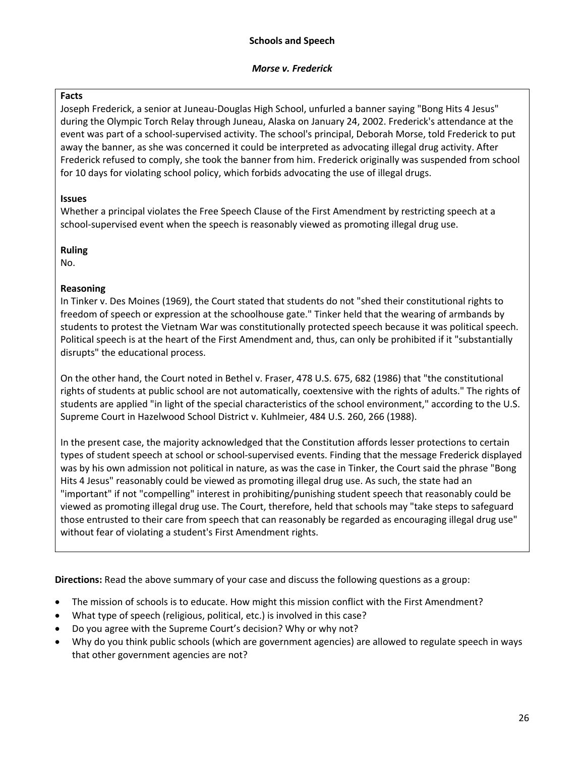## Schools and Speech

### *Morse v. Frederick*

**Facts**

Joseph Frederick, a senior at Juneau-Douglas High School, unfurled a banner saying "Bong Hits 4 Jesus" during the Olympic Torch Relay through Juneau, Alaska on January 24, 2002. Frederick's attendance at the event was part of a school-supervised activity. The school's principal, Deborah Morse, told Frederick to put away the banner, as she was concerned it could be interpreted as advocating illegal drug activity. After Frederick refused to comply, she took the banner from him. Frederick originally was suspended from school for 10 days for violating school policy, which forbids advocating the use of illegal drugs.

**Issues**

Whether a principal violates the Free Speech Clause of the First Amendment by restricting speech at a school-supervised event when the speech is reasonably viewed as promoting illegal drug use.

**Ruling**

No.

**Reasoning**

In Tinker v. Des Moines (1969), the Court stated that students do not "shed their constitutional rights to freedom of speech or expression at the schoolhouse gate." Tinker held that the wearing of armbands by students to protest the Vietnam War was constitutionally protected speech because it was political speech. Political speech is at the heart of the First Amendment and, thus, can only be prohibited if it "substantially disrupts" the educational process.

On the other hand, the Court noted in Bethel v. Fraser, 478 U.S. 675, 682 (1986) that "the constitutional rights of students at public school are not automatically, coextensive with the rights of adults." The rights of students are applied "in light of the special characteristics of the school environment," according to the U.S. Supreme Court in Hazelwood School District v. Kuhlmeier, 484 U.S. 260, 266 (1988).

In the present case, the majority acknowledged that the Constitution affords lesser protections to certain types of student speech at school or school-supervised events. Finding that the message Frederick displayed was by his own admission not political in nature, as was the case in Tinker, the Court said the phrase "Bong Hits 4 Jesus" reasonably could be viewed as promoting illegal drug use. As such, the state had an "important" if not "compelling" interest in prohibiting/punishing student speech that reasonably could be viewed as promoting illegal drug use. The Court, therefore, held that schools may "take steps to safeguard those entrusted to their care from speech that can reasonably be regarded as encouraging illegal drug use" without fear of violating a student's First Amendment rights.

**Directions:** Read the above summary of your case and discuss the following questions as a group:

- The mission of schools is to educate. How might this mission conflict with the First Amendment?
- What type of speech (religious, political, etc.) is involved in this case?
- Do you agree with the Supreme Court's decision? Why or why not?
- Why do you think public schools (which are government agencies) are allowed to regulate speech in ways that other government agencies are not?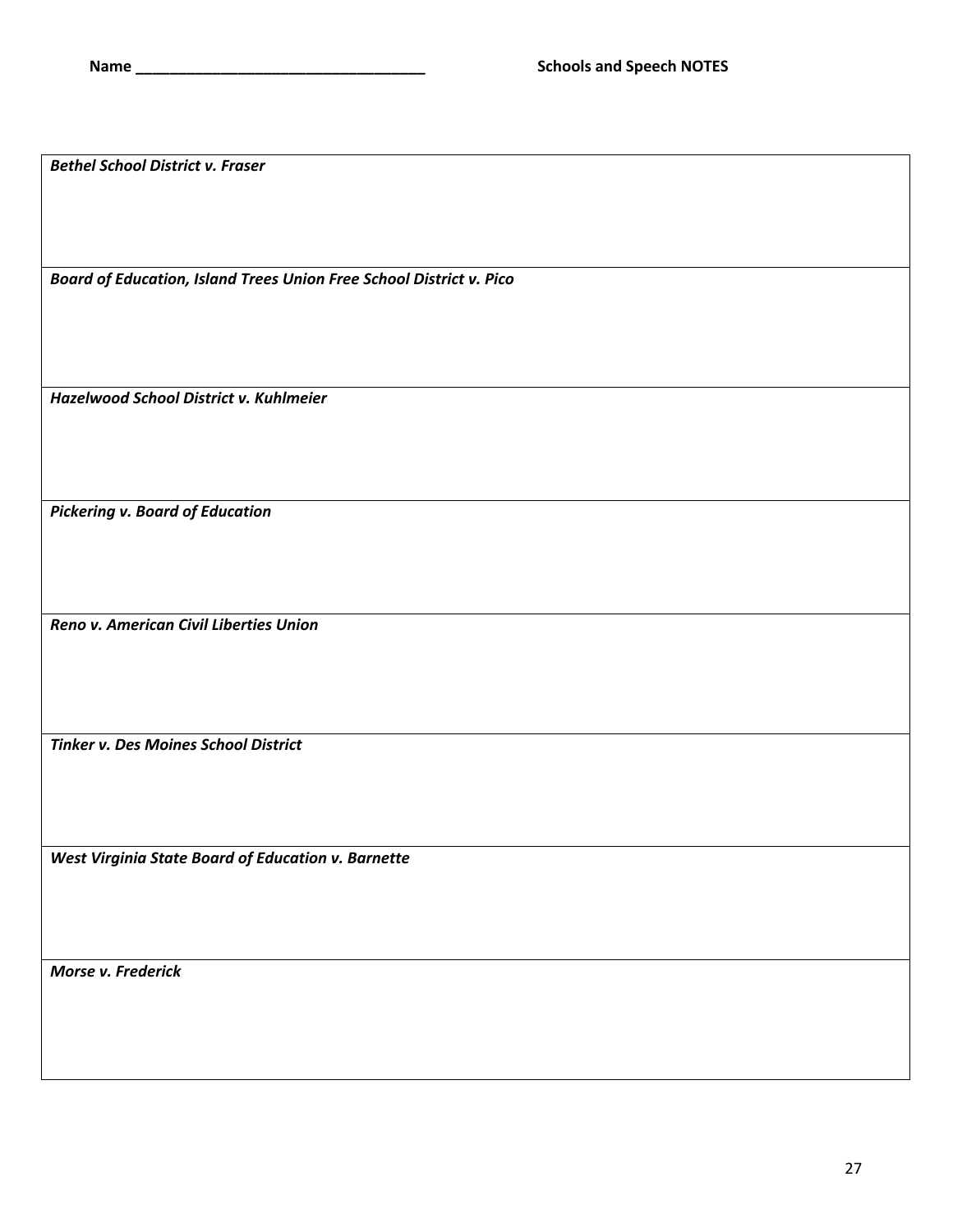Name ___________________________________ **Schools and Speech NOTES**

| |
|---|
| ***Bethel School District v. Fraser*** |
| ***Board of Education, Island Trees Union Free School District v. Pico*** |
| ***Hazelwood School District v. Kuhlmeier*** |
| ***Pickering v. Board of Education*** |
| ***Reno v. American Civil Liberties Union*** |
| ***Tinker v. Des Moines School District*** |
| ***West Virginia State Board of Education v. Barnette*** |
| ***Morse v. Frederick*** |